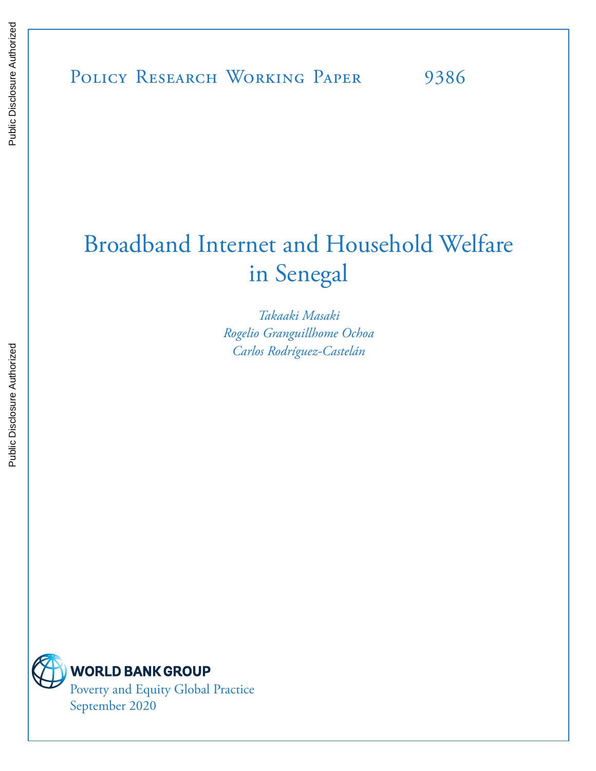Policy Research Working Paper 9386

# Broadband Internet and Household Welfare in Senegal

*Takaaki Masaki*
*Rogelio Granguillhome Ochoa*
*Carlos Rodríguez-Castelán*

WORLD BANK GROUP
Poverty and Equity Global Practice
September 2020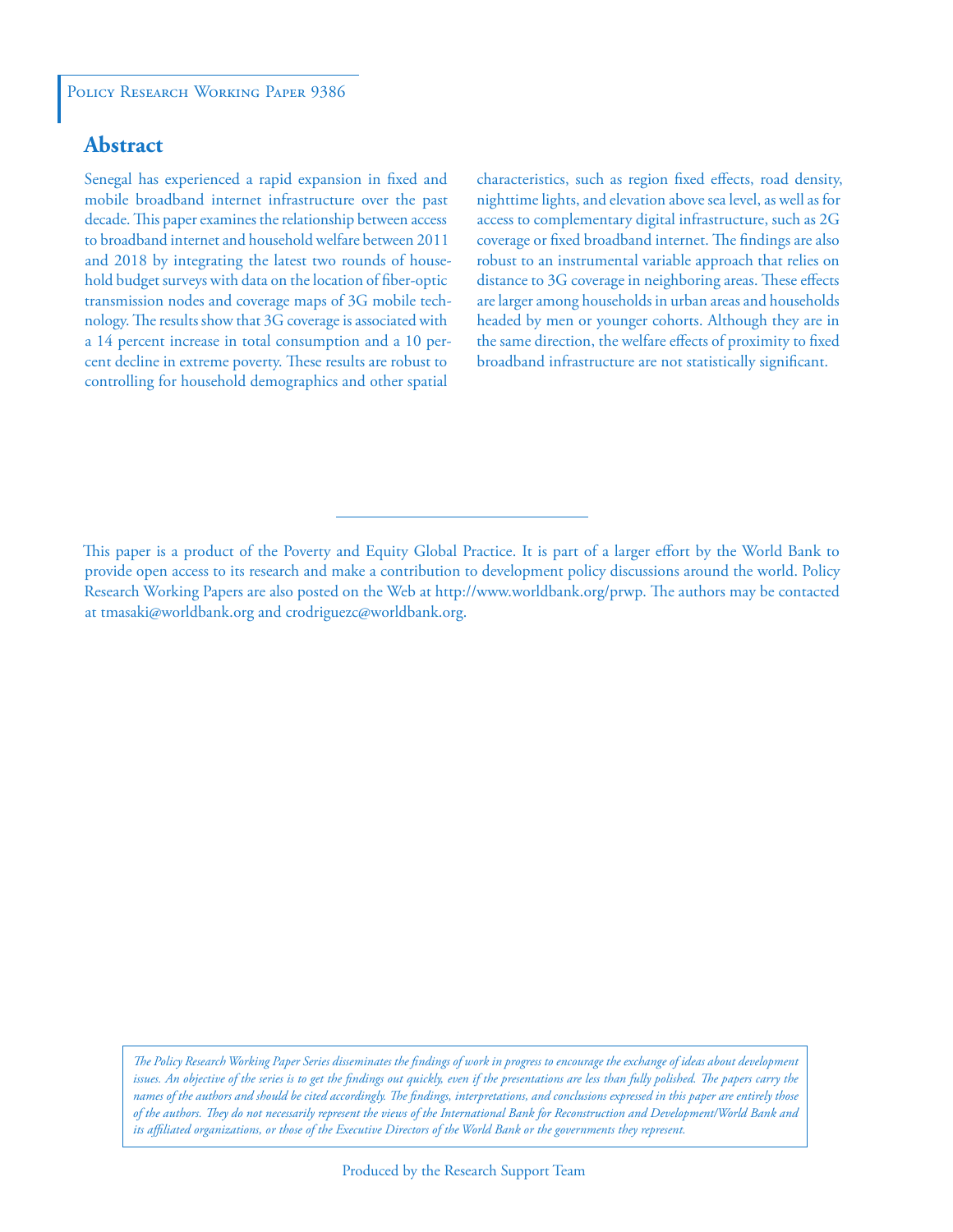Policy Research Working Paper 9386

## Abstract

Senegal has experienced a rapid expansion in fixed and mobile broadband internet infrastructure over the past decade. This paper examines the relationship between access to broadband internet and household welfare between 2011 and 2018 by integrating the latest two rounds of household budget surveys with data on the location of fiber-optic transmission nodes and coverage maps of 3G mobile technology. The results show that 3G coverage is associated with a 14 percent increase in total consumption and a 10 percent decline in extreme poverty. These results are robust to controlling for household demographics and other spatial characteristics, such as region fixed effects, road density, nighttime lights, and elevation above sea level, as well as for access to complementary digital infrastructure, such as 2G coverage or fixed broadband internet. The findings are also robust to an instrumental variable approach that relies on distance to 3G coverage in neighboring areas. These effects are larger among households in urban areas and households headed by men or younger cohorts. Although they are in the same direction, the welfare effects of proximity to fixed broadband infrastructure are not statistically significant.

This paper is a product of the Poverty and Equity Global Practice. It is part of a larger effort by the World Bank to provide open access to its research and make a contribution to development policy discussions around the world. Policy Research Working Papers are also posted on the Web at http://www.worldbank.org/prwp. The authors may be contacted at tmasaki@worldbank.org and crodriguezc@worldbank.org.

*The Policy Research Working Paper Series disseminates the findings of work in progress to encourage the exchange of ideas about development issues. An objective of the series is to get the findings out quickly, even if the presentations are less than fully polished. The papers carry the names of the authors and should be cited accordingly. The findings, interpretations, and conclusions expressed in this paper are entirely those of the authors. They do not necessarily represent the views of the International Bank for Reconstruction and Development/World Bank and its affiliated organizations, or those of the Executive Directors of the World Bank or the governments they represent.*

Produced by the Research Support Team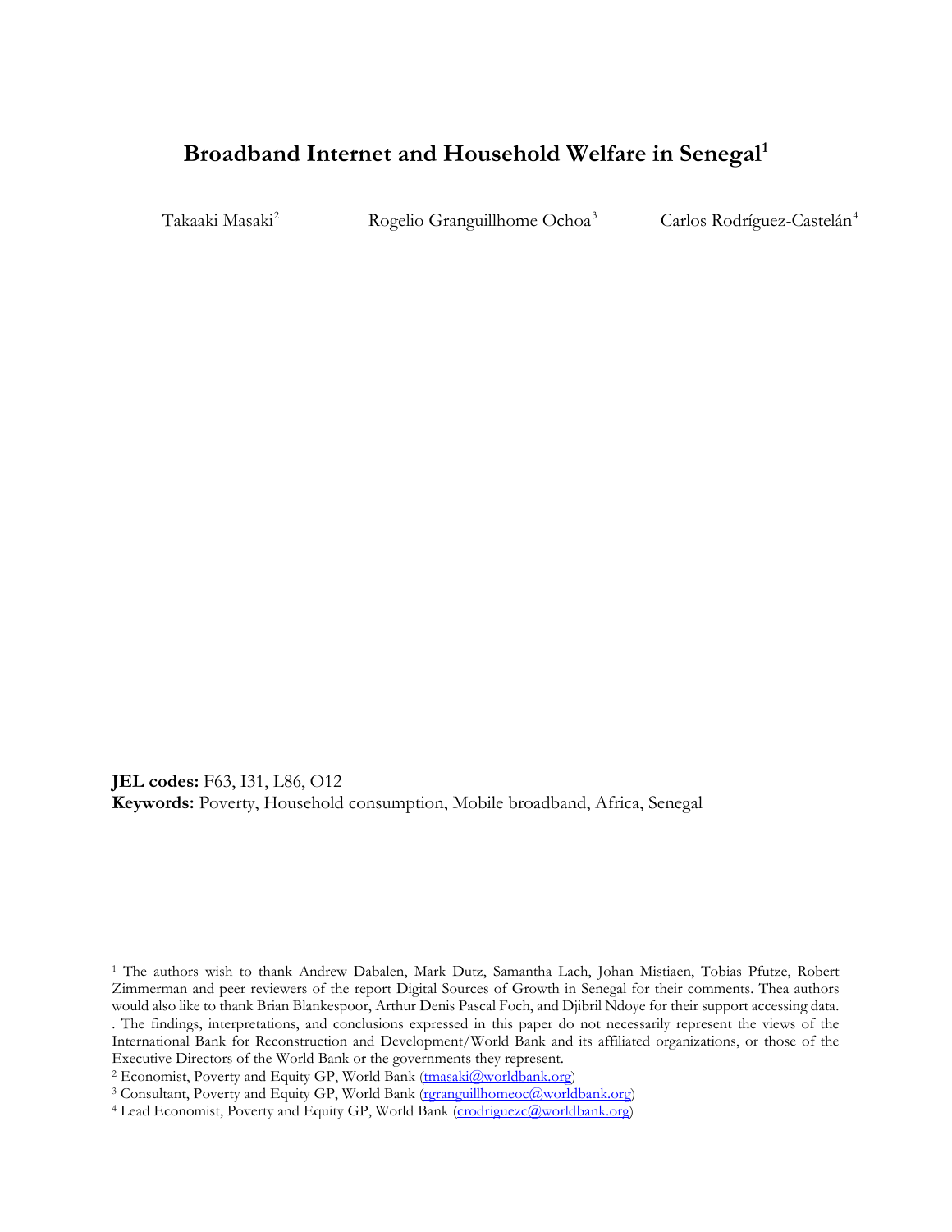# Broadband Internet and Household Welfare in Senegal[1]

Takaaki Masaki[2] Rogelio Granguillhome Ochoa[3] Carlos Rodríguez-Castelán[4]

**JEL codes:** F63, I31, L86, O12
**Keywords:** Poverty, Household consumption, Mobile broadband, Africa, Senegal

[1] The authors wish to thank Andrew Dabalen, Mark Dutz, Samantha Lach, Johan Mistiaen, Tobias Pfutze, Robert Zimmerman and peer reviewers of the report Digital Sources of Growth in Senegal for their comments. Thea authors would also like to thank Brian Blankespoor, Arthur Denis Pascal Foch, and Djibril Ndoye for their support accessing data. . The findings, interpretations, and conclusions expressed in this paper do not necessarily represent the views of the International Bank for Reconstruction and Development/World Bank and its affiliated organizations, or those of the Executive Directors of the World Bank or the governments they represent.

[2] Economist, Poverty and Equity GP, World Bank (tmasaki@worldbank.org)

[3] Consultant, Poverty and Equity GP, World Bank (rgranguillhomeoc@worldbank.org)

[4] Lead Economist, Poverty and Equity GP, World Bank (crodriguezc@worldbank.org)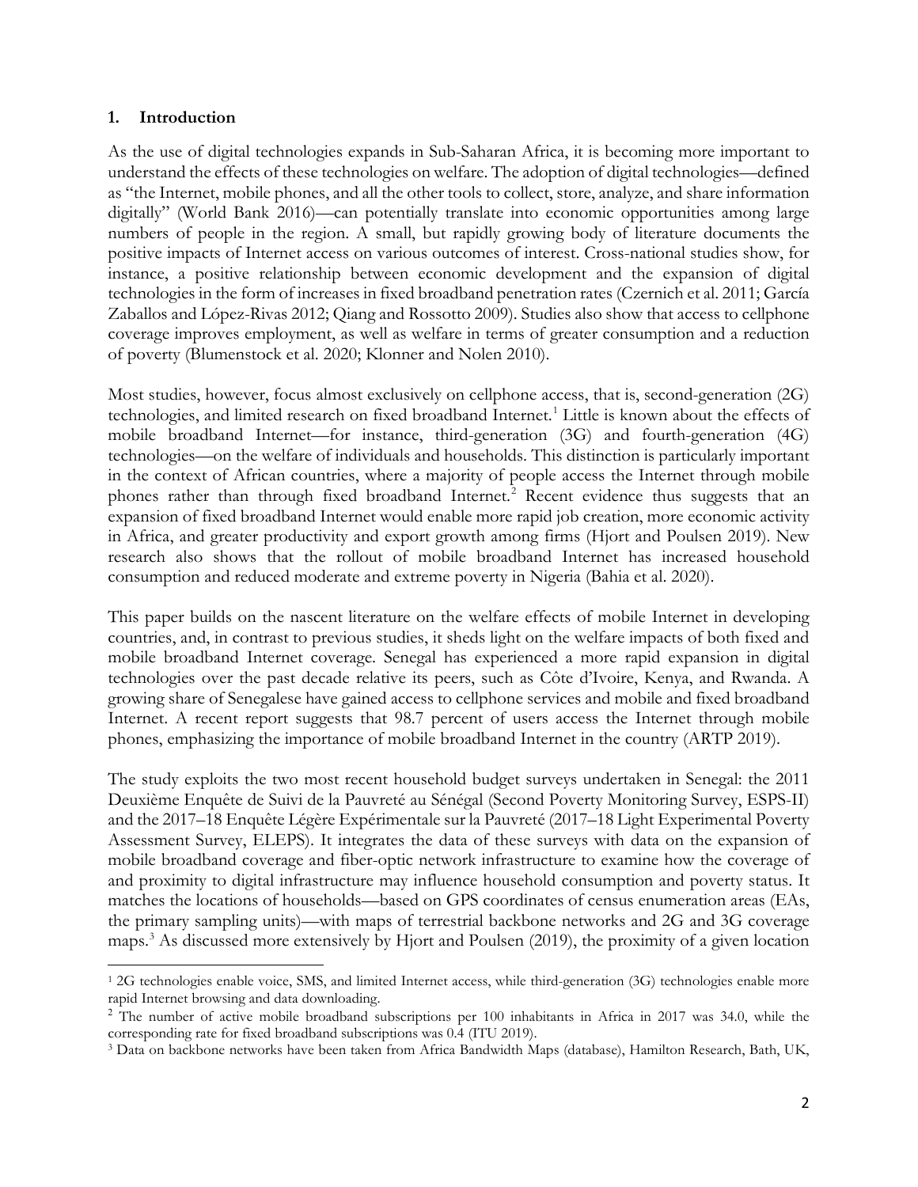## 1. Introduction

As the use of digital technologies expands in Sub-Saharan Africa, it is becoming more important to understand the effects of these technologies on welfare. The adoption of digital technologies—defined as "the Internet, mobile phones, and all the other tools to collect, store, analyze, and share information digitally" (World Bank 2016)—can potentially translate into economic opportunities among large numbers of people in the region. A small, but rapidly growing body of literature documents the positive impacts of Internet access on various outcomes of interest. Cross-national studies show, for instance, a positive relationship between economic development and the expansion of digital technologies in the form of increases in fixed broadband penetration rates (Czernich et al. 2011; García Zaballos and López-Rivas 2012; Qiang and Rossotto 2009). Studies also show that access to cellphone coverage improves employment, as well as welfare in terms of greater consumption and a reduction of poverty (Blumenstock et al. 2020; Klonner and Nolen 2010).

Most studies, however, focus almost exclusively on cellphone access, that is, second-generation (2G) technologies, and limited research on fixed broadband Internet.[1] Little is known about the effects of mobile broadband Internet—for instance, third-generation (3G) and fourth-generation (4G) technologies—on the welfare of individuals and households. This distinction is particularly important in the context of African countries, where a majority of people access the Internet through mobile phones rather than through fixed broadband Internet.[2] Recent evidence thus suggests that an expansion of fixed broadband Internet would enable more rapid job creation, more economic activity in Africa, and greater productivity and export growth among firms (Hjort and Poulsen 2019). New research also shows that the rollout of mobile broadband Internet has increased household consumption and reduced moderate and extreme poverty in Nigeria (Bahia et al. 2020).

This paper builds on the nascent literature on the welfare effects of mobile Internet in developing countries, and, in contrast to previous studies, it sheds light on the welfare impacts of both fixed and mobile broadband Internet coverage. Senegal has experienced a more rapid expansion in digital technologies over the past decade relative its peers, such as Côte d'Ivoire, Kenya, and Rwanda. A growing share of Senegalese have gained access to cellphone services and mobile and fixed broadband Internet. A recent report suggests that 98.7 percent of users access the Internet through mobile phones, emphasizing the importance of mobile broadband Internet in the country (ARTP 2019).

The study exploits the two most recent household budget surveys undertaken in Senegal: the 2011 Deuxième Enquête de Suivi de la Pauvreté au Sénégal (Second Poverty Monitoring Survey, ESPS-II) and the 2017–18 Enquête Légère Expérimentale sur la Pauvreté (2017–18 Light Experimental Poverty Assessment Survey, ELEPS). It integrates the data of these surveys with data on the expansion of mobile broadband coverage and fiber-optic network infrastructure to examine how the coverage of and proximity to digital infrastructure may influence household consumption and poverty status. It matches the locations of households—based on GPS coordinates of census enumeration areas (EAs, the primary sampling units)—with maps of terrestrial backbone networks and 2G and 3G coverage maps.[3] As discussed more extensively by Hjort and Poulsen (2019), the proximity of a given location

---

[1] 2G technologies enable voice, SMS, and limited Internet access, while third-generation (3G) technologies enable more rapid Internet browsing and data downloading.

[2] The number of active mobile broadband subscriptions per 100 inhabitants in Africa in 2017 was 34.0, while the corresponding rate for fixed broadband subscriptions was 0.4 (ITU 2019).

[3] Data on backbone networks have been taken from Africa Bandwidth Maps (database), Hamilton Research, Bath, UK,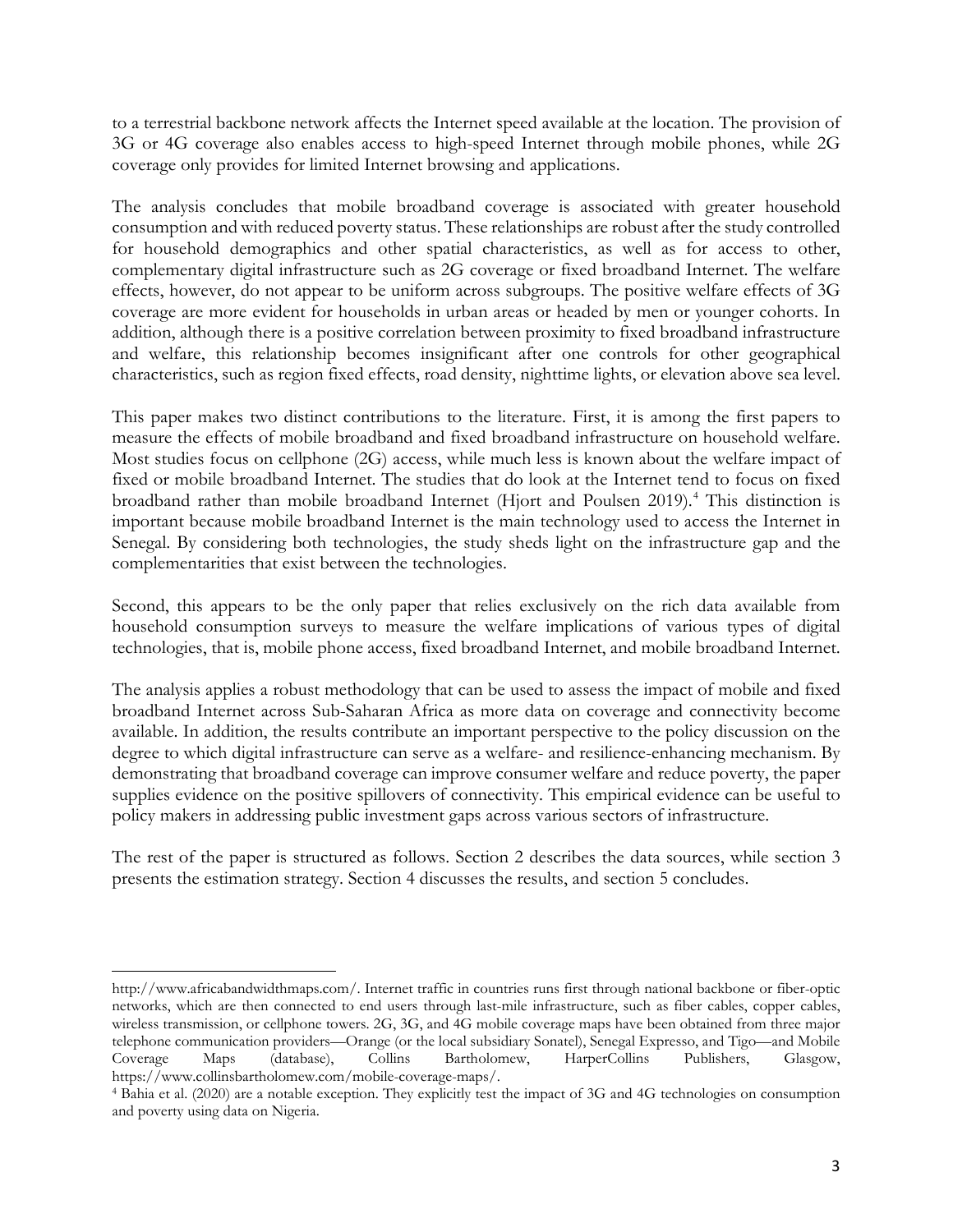to a terrestrial backbone network affects the Internet speed available at the location. The provision of 3G or 4G coverage also enables access to high-speed Internet through mobile phones, while 2G coverage only provides for limited Internet browsing and applications.

The analysis concludes that mobile broadband coverage is associated with greater household consumption and with reduced poverty status. These relationships are robust after the study controlled for household demographics and other spatial characteristics, as well as for access to other, complementary digital infrastructure such as 2G coverage or fixed broadband Internet. The welfare effects, however, do not appear to be uniform across subgroups. The positive welfare effects of 3G coverage are more evident for households in urban areas or headed by men or younger cohorts. In addition, although there is a positive correlation between proximity to fixed broadband infrastructure and welfare, this relationship becomes insignificant after one controls for other geographical characteristics, such as region fixed effects, road density, nighttime lights, or elevation above sea level.

This paper makes two distinct contributions to the literature. First, it is among the first papers to measure the effects of mobile broadband and fixed broadband infrastructure on household welfare. Most studies focus on cellphone (2G) access, while much less is known about the welfare impact of fixed or mobile broadband Internet. The studies that do look at the Internet tend to focus on fixed broadband rather than mobile broadband Internet (Hjort and Poulsen 2019).[4] This distinction is important because mobile broadband Internet is the main technology used to access the Internet in Senegal. By considering both technologies, the study sheds light on the infrastructure gap and the complementarities that exist between the technologies.

Second, this appears to be the only paper that relies exclusively on the rich data available from household consumption surveys to measure the welfare implications of various types of digital technologies, that is, mobile phone access, fixed broadband Internet, and mobile broadband Internet.

The analysis applies a robust methodology that can be used to assess the impact of mobile and fixed broadband Internet across Sub-Saharan Africa as more data on coverage and connectivity become available. In addition, the results contribute an important perspective to the policy discussion on the degree to which digital infrastructure can serve as a welfare- and resilience-enhancing mechanism. By demonstrating that broadband coverage can improve consumer welfare and reduce poverty, the paper supplies evidence on the positive spillovers of connectivity. This empirical evidence can be useful to policy makers in addressing public investment gaps across various sectors of infrastructure.

The rest of the paper is structured as follows. Section 2 describes the data sources, while section 3 presents the estimation strategy. Section 4 discusses the results, and section 5 concludes.

---

http://www.africabandwidthmaps.com/. Internet traffic in countries runs first through national backbone or fiber-optic networks, which are then connected to end users through last-mile infrastructure, such as fiber cables, copper cables, wireless transmission, or cellphone towers. 2G, 3G, and 4G mobile coverage maps have been obtained from three major telephone communication providers—Orange (or the local subsidiary Sonatel), Senegal Expresso, and Tigo—and Mobile Coverage Maps (database), Collins Bartholomew, HarperCollins Publishers, Glasgow, https://www.collinsbartholomew.com/mobile-coverage-maps/.

[4] Bahia et al. (2020) are a notable exception. They explicitly test the impact of 3G and 4G technologies on consumption and poverty using data on Nigeria.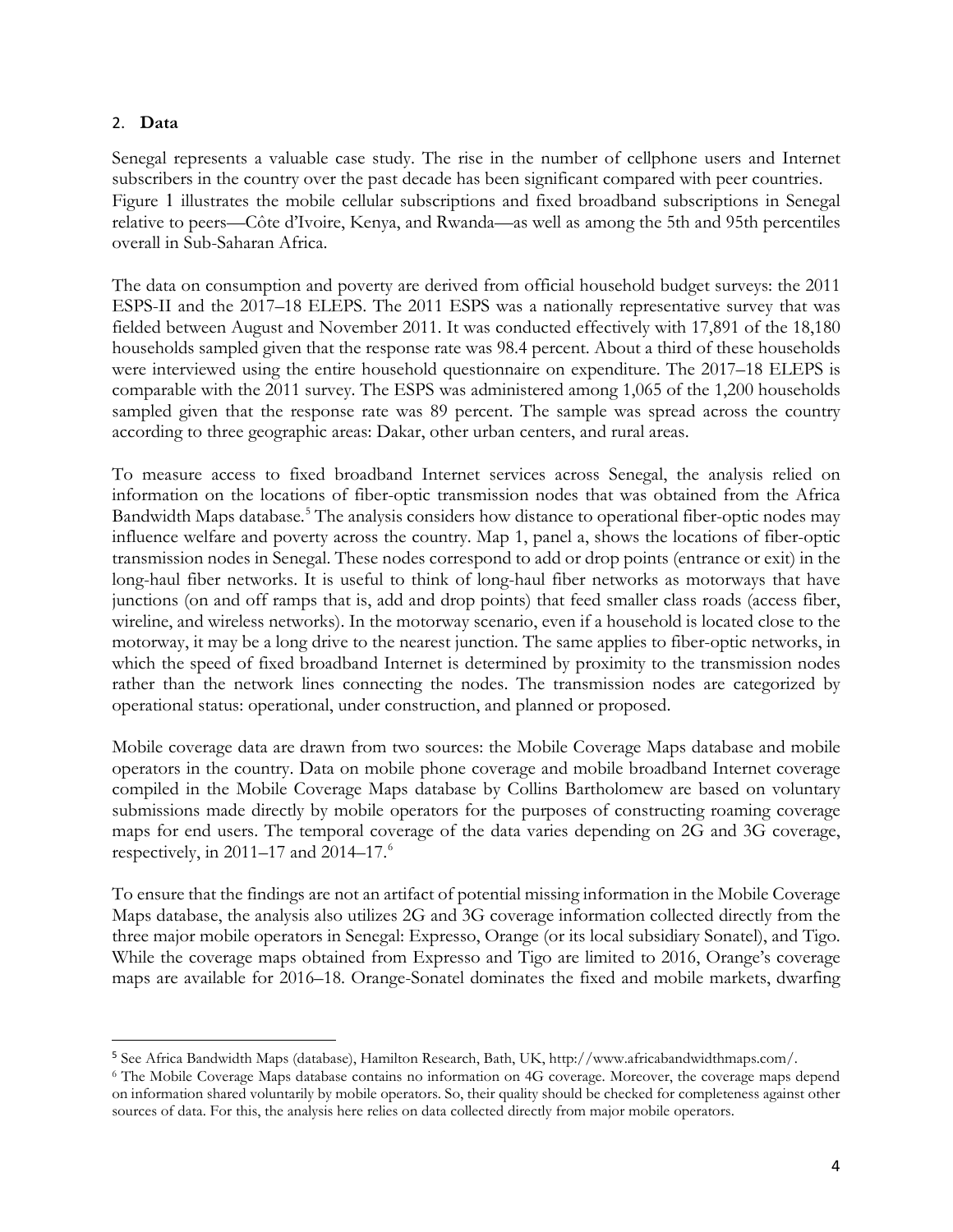## 2. Data

Senegal represents a valuable case study. The rise in the number of cellphone users and Internet subscribers in the country over the past decade has been significant compared with peer countries. Figure 1 illustrates the mobile cellular subscriptions and fixed broadband subscriptions in Senegal relative to peers—Côte d'Ivoire, Kenya, and Rwanda—as well as among the 5th and 95th percentiles overall in Sub-Saharan Africa.

The data on consumption and poverty are derived from official household budget surveys: the 2011 ESPS-II and the 2017–18 ELEPS. The 2011 ESPS was a nationally representative survey that was fielded between August and November 2011. It was conducted effectively with 17,891 of the 18,180 households sampled given that the response rate was 98.4 percent. About a third of these households were interviewed using the entire household questionnaire on expenditure. The 2017–18 ELEPS is comparable with the 2011 survey. The ESPS was administered among 1,065 of the 1,200 households sampled given that the response rate was 89 percent. The sample was spread across the country according to three geographic areas: Dakar, other urban centers, and rural areas.

To measure access to fixed broadband Internet services across Senegal, the analysis relied on information on the locations of fiber-optic transmission nodes that was obtained from the Africa Bandwidth Maps database.[5] The analysis considers how distance to operational fiber-optic nodes may influence welfare and poverty across the country. Map 1, panel a, shows the locations of fiber-optic transmission nodes in Senegal. These nodes correspond to add or drop points (entrance or exit) in the long-haul fiber networks. It is useful to think of long-haul fiber networks as motorways that have junctions (on and off ramps that is, add and drop points) that feed smaller class roads (access fiber, wireline, and wireless networks). In the motorway scenario, even if a household is located close to the motorway, it may be a long drive to the nearest junction. The same applies to fiber-optic networks, in which the speed of fixed broadband Internet is determined by proximity to the transmission nodes rather than the network lines connecting the nodes. The transmission nodes are categorized by operational status: operational, under construction, and planned or proposed.

Mobile coverage data are drawn from two sources: the Mobile Coverage Maps database and mobile operators in the country. Data on mobile phone coverage and mobile broadband Internet coverage compiled in the Mobile Coverage Maps database by Collins Bartholomew are based on voluntary submissions made directly by mobile operators for the purposes of constructing roaming coverage maps for end users. The temporal coverage of the data varies depending on 2G and 3G coverage, respectively, in 2011–17 and 2014–17.[6]

To ensure that the findings are not an artifact of potential missing information in the Mobile Coverage Maps database, the analysis also utilizes 2G and 3G coverage information collected directly from the three major mobile operators in Senegal: Expresso, Orange (or its local subsidiary Sonatel), and Tigo. While the coverage maps obtained from Expresso and Tigo are limited to 2016, Orange's coverage maps are available for 2016–18. Orange-Sonatel dominates the fixed and mobile markets, dwarfing

---

[5] See Africa Bandwidth Maps (database), Hamilton Research, Bath, UK, http://www.africabandwidthmaps.com/.

[6] The Mobile Coverage Maps database contains no information on 4G coverage. Moreover, the coverage maps depend on information shared voluntarily by mobile operators. So, their quality should be checked for completeness against other sources of data. For this, the analysis here relies on data collected directly from major mobile operators.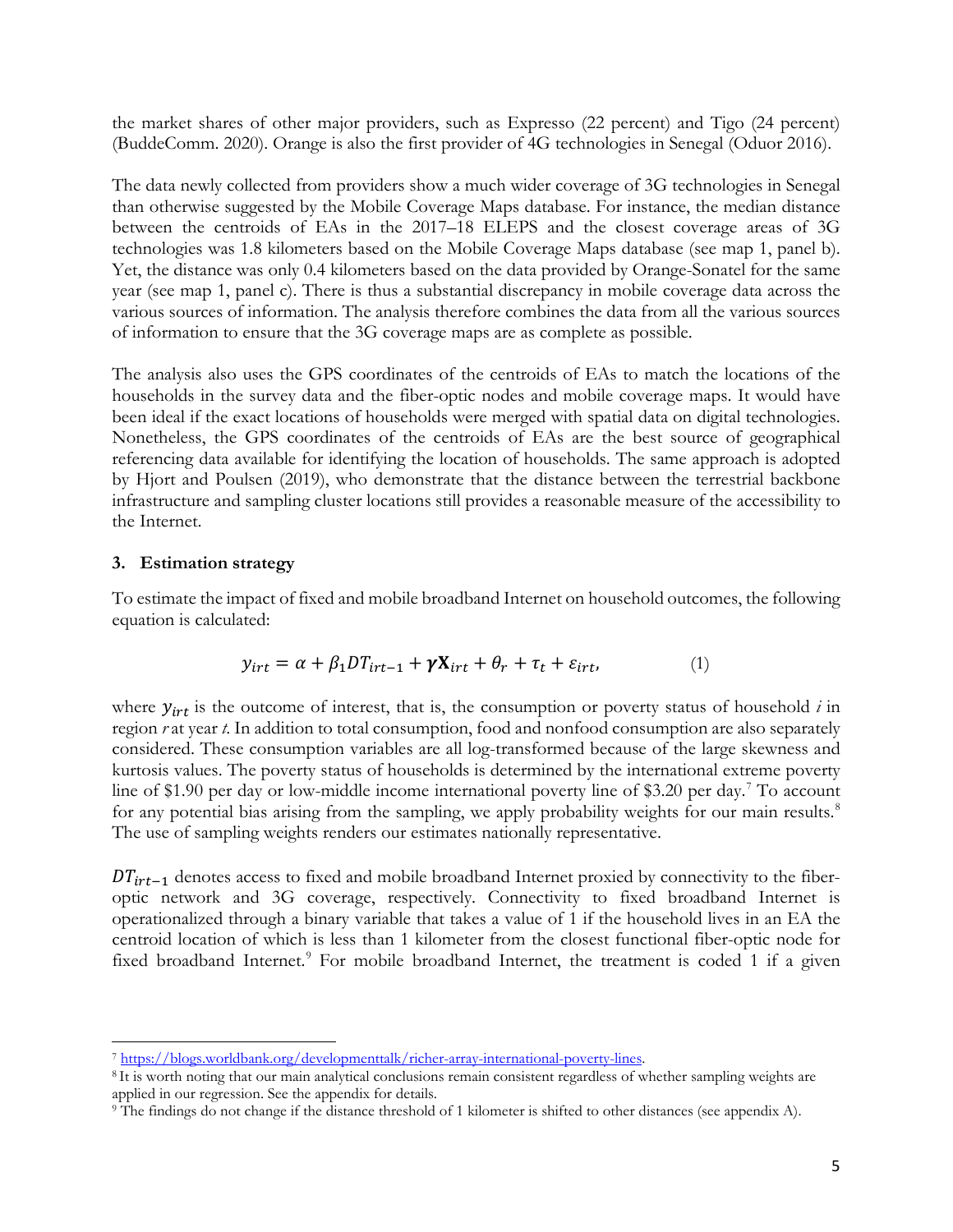the market shares of other major providers, such as Expresso (22 percent) and Tigo (24 percent) (BuddeComm. 2020). Orange is also the first provider of 4G technologies in Senegal (Oduor 2016).

The data newly collected from providers show a much wider coverage of 3G technologies in Senegal than otherwise suggested by the Mobile Coverage Maps database. For instance, the median distance between the centroids of EAs in the 2017–18 ELEPS and the closest coverage areas of 3G technologies was 1.8 kilometers based on the Mobile Coverage Maps database (see map 1, panel b). Yet, the distance was only 0.4 kilometers based on the data provided by Orange-Sonatel for the same year (see map 1, panel c). There is thus a substantial discrepancy in mobile coverage data across the various sources of information. The analysis therefore combines the data from all the various sources of information to ensure that the 3G coverage maps are as complete as possible.

The analysis also uses the GPS coordinates of the centroids of EAs to match the locations of the households in the survey data and the fiber-optic nodes and mobile coverage maps. It would have been ideal if the exact locations of households were merged with spatial data on digital technologies. Nonetheless, the GPS coordinates of the centroids of EAs are the best source of geographical referencing data available for identifying the location of households. The same approach is adopted by Hjort and Poulsen (2019), who demonstrate that the distance between the terrestrial backbone infrastructure and sampling cluster locations still provides a reasonable measure of the accessibility to the Internet.

## 3. Estimation strategy

To estimate the impact of fixed and mobile broadband Internet on household outcomes, the following equation is calculated:

$$y_{irt} = \alpha + \beta_1 DT_{irt-1} + \boldsymbol{\gamma}\mathbf{X}_{irt} + \theta_r + \tau_t + \varepsilon_{irt}, \qquad (1)$$

where $y_{irt}$ is the outcome of interest, that is, the consumption or poverty status of household *i* in region *r* at year *t*. In addition to total consumption, food and nonfood consumption are also separately considered. These consumption variables are all log-transformed because of the large skewness and kurtosis values. The poverty status of households is determined by the international extreme poverty line of $1.90 per day or low-middle income international poverty line of $3.20 per day.[7] To account for any potential bias arising from the sampling, we apply probability weights for our main results.[8] The use of sampling weights renders our estimates nationally representative.

$DT_{irt-1}$ denotes access to fixed and mobile broadband Internet proxied by connectivity to the fiber-optic network and 3G coverage, respectively. Connectivity to fixed broadband Internet is operationalized through a binary variable that takes a value of 1 if the household lives in an EA the centroid location of which is less than 1 kilometer from the closest functional fiber-optic node for fixed broadband Internet.[9] For mobile broadband Internet, the treatment is coded 1 if a given

[7] https://blogs.worldbank.org/developmenttalk/richer-array-international-poverty-lines.

[8] It is worth noting that our main analytical conclusions remain consistent regardless of whether sampling weights are applied in our regression. See the appendix for details.

[9] The findings do not change if the distance threshold of 1 kilometer is shifted to other distances (see appendix A).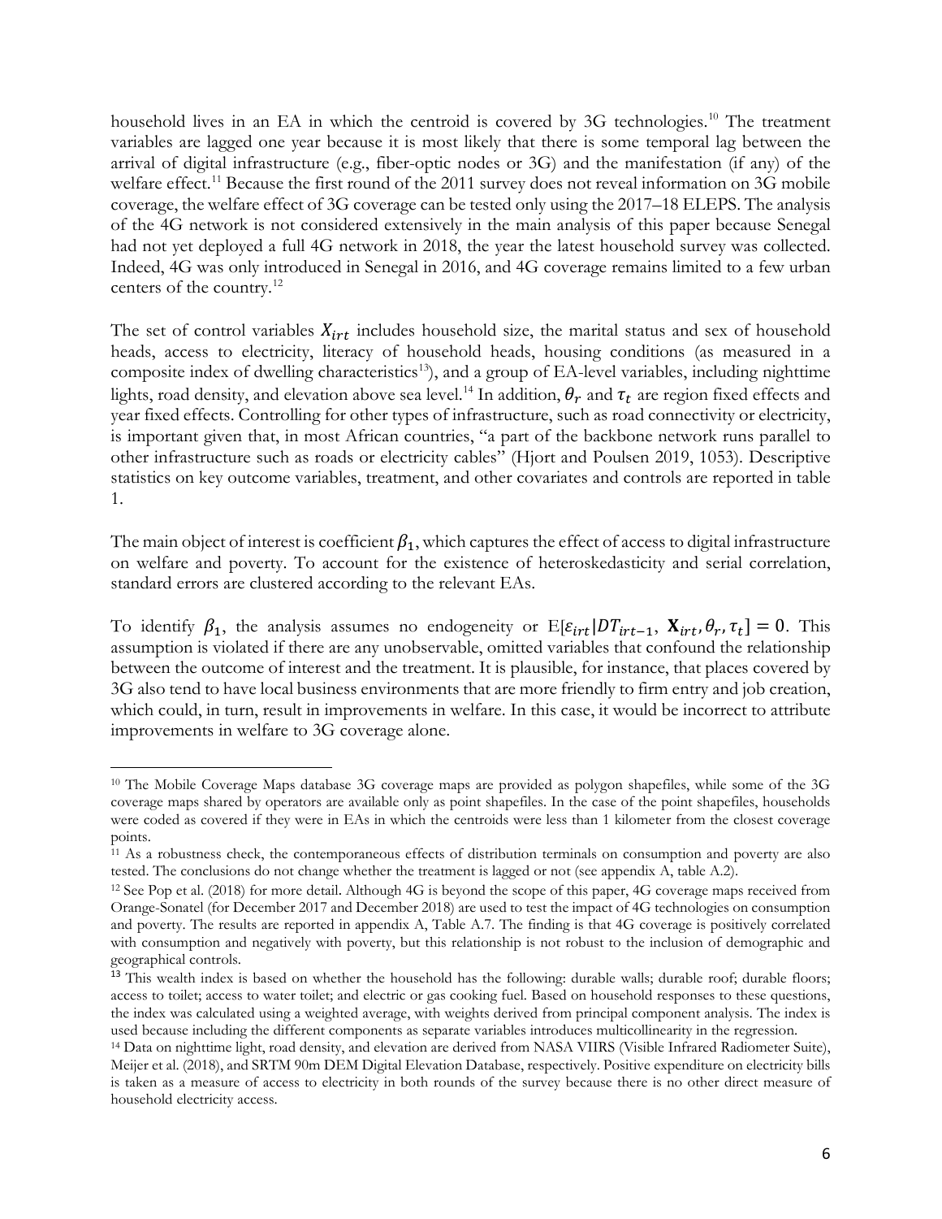household lives in an EA in which the centroid is covered by 3G technologies.[10] The treatment variables are lagged one year because it is most likely that there is some temporal lag between the arrival of digital infrastructure (e.g., fiber-optic nodes or 3G) and the manifestation (if any) of the welfare effect.[11] Because the first round of the 2011 survey does not reveal information on 3G mobile coverage, the welfare effect of 3G coverage can be tested only using the 2017–18 ELEPS. The analysis of the 4G network is not considered extensively in the main analysis of this paper because Senegal had not yet deployed a full 4G network in 2018, the year the latest household survey was collected. Indeed, 4G was only introduced in Senegal in 2016, and 4G coverage remains limited to a few urban centers of the country.[12]

The set of control variables $X_{irt}$ includes household size, the marital status and sex of household heads, access to electricity, literacy of household heads, housing conditions (as measured in a composite index of dwelling characteristics[13]), and a group of EA-level variables, including nighttime lights, road density, and elevation above sea level.[14] In addition, $\theta_r$ and $\tau_t$ are region fixed effects and year fixed effects. Controlling for other types of infrastructure, such as road connectivity or electricity, is important given that, in most African countries, "a part of the backbone network runs parallel to other infrastructure such as roads or electricity cables" (Hjort and Poulsen 2019, 1053). Descriptive statistics on key outcome variables, treatment, and other covariates and controls are reported in table 1.

The main object of interest is coefficient $\beta_1$, which captures the effect of access to digital infrastructure on welfare and poverty. To account for the existence of heteroskedasticity and serial correlation, standard errors are clustered according to the relevant EAs.

To identify $\beta_1$, the analysis assumes no endogeneity or $\mathrm{E}[\varepsilon_{irt}|DT_{irt-1}, \mathbf{X}_{irt}, \theta_r, \tau_t] = 0$. This assumption is violated if there are any unobservable, omitted variables that confound the relationship between the outcome of interest and the treatment. It is plausible, for instance, that places covered by 3G also tend to have local business environments that are more friendly to firm entry and job creation, which could, in turn, result in improvements in welfare. In this case, it would be incorrect to attribute improvements in welfare to 3G coverage alone.

---

[10] The Mobile Coverage Maps database 3G coverage maps are provided as polygon shapefiles, while some of the 3G coverage maps shared by operators are available only as point shapefiles. In the case of the point shapefiles, households were coded as covered if they were in EAs in which the centroids were less than 1 kilometer from the closest coverage points.

[11] As a robustness check, the contemporaneous effects of distribution terminals on consumption and poverty are also tested. The conclusions do not change whether the treatment is lagged or not (see appendix A, table A.2).

[12] See Pop et al. (2018) for more detail. Although 4G is beyond the scope of this paper, 4G coverage maps received from Orange-Sonatel (for December 2017 and December 2018) are used to test the impact of 4G technologies on consumption and poverty. The results are reported in appendix A, Table A.7. The finding is that 4G coverage is positively correlated with consumption and negatively with poverty, but this relationship is not robust to the inclusion of demographic and geographical controls.

[13] This wealth index is based on whether the household has the following: durable walls; durable roof; durable floors; access to toilet; access to water toilet; and electric or gas cooking fuel. Based on household responses to these questions, the index was calculated using a weighted average, with weights derived from principal component analysis. The index is used because including the different components as separate variables introduces multicollinearity in the regression.

[14] Data on nighttime light, road density, and elevation are derived from NASA VIIRS (Visible Infrared Radiometer Suite), Meijer et al. (2018), and SRTM 90m DEM Digital Elevation Database, respectively. Positive expenditure on electricity bills is taken as a measure of access to electricity in both rounds of the survey because there is no other direct measure of household electricity access.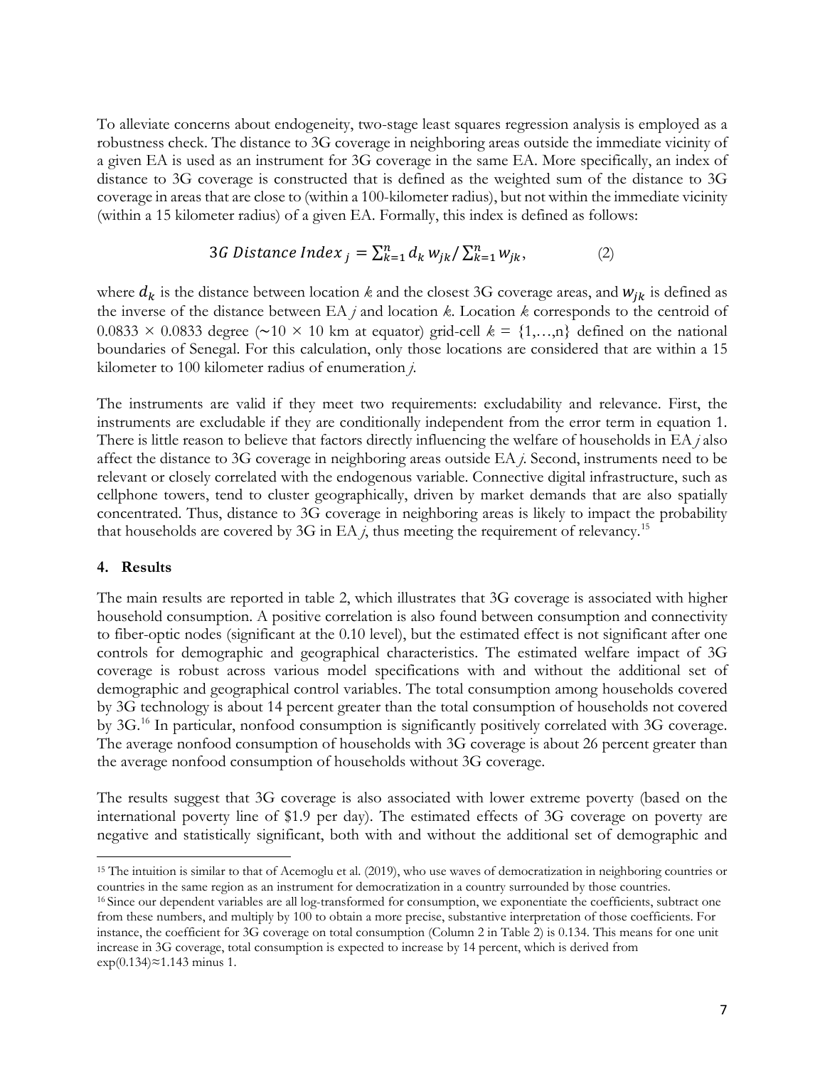To alleviate concerns about endogeneity, two-stage least squares regression analysis is employed as a robustness check. The distance to 3G coverage in neighboring areas outside the immediate vicinity of a given EA is used as an instrument for 3G coverage in the same EA. More specifically, an index of distance to 3G coverage is constructed that is defined as the weighted sum of the distance to 3G coverage in areas that are close to (within a 100-kilometer radius), but not within the immediate vicinity (within a 15 kilometer radius) of a given EA. Formally, this index is defined as follows:

$$3G\ Distance\ Index_j = \sum_{k=1}^{n} d_k\, w_{jk} / \sum_{k=1}^{n} w_{jk}, \qquad (2)$$

where $d_k$ is the distance between location *k* and the closest 3G coverage areas, and $w_{jk}$ is defined as the inverse of the distance between EA *j* and location *k*. Location *k* corresponds to the centroid of $0.0833 \times 0.0833$ degree ($\sim 10 \times 10$ km at equator) grid-cell $k = \{1,\ldots,n\}$ defined on the national boundaries of Senegal. For this calculation, only those locations are considered that are within a 15 kilometer to 100 kilometer radius of enumeration *j*.

The instruments are valid if they meet two requirements: excludability and relevance. First, the instruments are excludable if they are conditionally independent from the error term in equation 1. There is little reason to believe that factors directly influencing the welfare of households in EA *j* also affect the distance to 3G coverage in neighboring areas outside EA *j*. Second, instruments need to be relevant or closely correlated with the endogenous variable. Connective digital infrastructure, such as cellphone towers, tend to cluster geographically, driven by market demands that are also spatially concentrated. Thus, distance to 3G coverage in neighboring areas is likely to impact the probability that households are covered by 3G in EA *j*, thus meeting the requirement of relevancy.[15]

## 4. Results

The main results are reported in table 2, which illustrates that 3G coverage is associated with higher household consumption. A positive correlation is also found between consumption and connectivity to fiber-optic nodes (significant at the 0.10 level), but the estimated effect is not significant after one controls for demographic and geographical characteristics. The estimated welfare impact of 3G coverage is robust across various model specifications with and without the additional set of demographic and geographical control variables. The total consumption among households covered by 3G technology is about 14 percent greater than the total consumption of households not covered by 3G.[16] In particular, nonfood consumption is significantly positively correlated with 3G coverage. The average nonfood consumption of households with 3G coverage is about 26 percent greater than the average nonfood consumption of households without 3G coverage.

The results suggest that 3G coverage is also associated with lower extreme poverty (based on the international poverty line of \$1.9 per day). The estimated effects of 3G coverage on poverty are negative and statistically significant, both with and without the additional set of demographic and

---

[15] The intuition is similar to that of Acemoglu et al. (2019), who use waves of democratization in neighboring countries or countries in the same region as an instrument for democratization in a country surrounded by those countries.

[16] Since our dependent variables are all log-transformed for consumption, we exponentiate the coefficients, subtract one from these numbers, and multiply by 100 to obtain a more precise, substantive interpretation of those coefficients. For instance, the coefficient for 3G coverage on total consumption (Column 2 in Table 2) is 0.134. This means for one unit increase in 3G coverage, total consumption is expected to increase by 14 percent, which is derived from $\exp(0.134) \approx 1.143$ minus 1.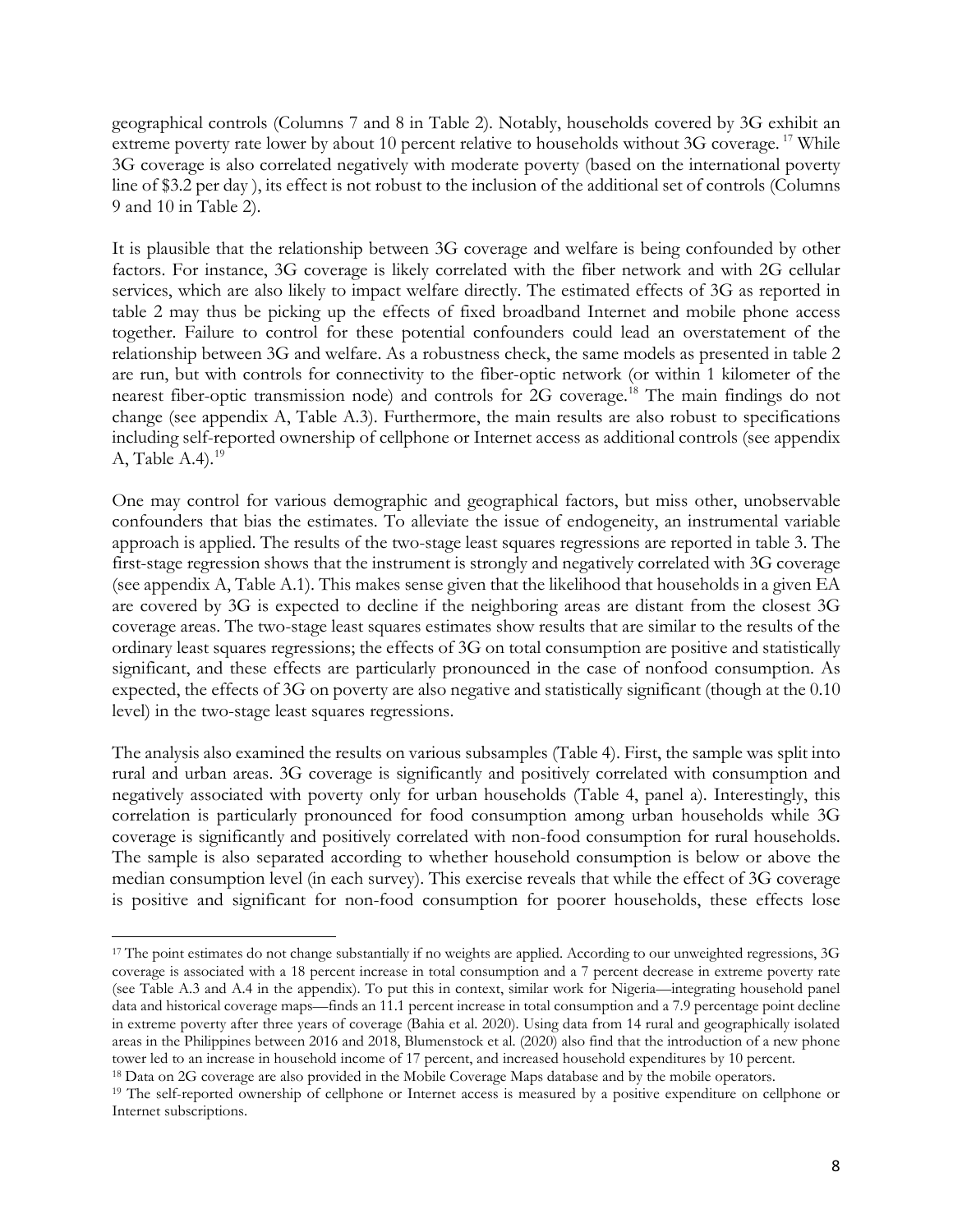geographical controls (Columns 7 and 8 in Table 2). Notably, households covered by 3G exhibit an extreme poverty rate lower by about 10 percent relative to households without 3G coverage. [17] While 3G coverage is also correlated negatively with moderate poverty (based on the international poverty line of $3.2 per day ), its effect is not robust to the inclusion of the additional set of controls (Columns 9 and 10 in Table 2).

It is plausible that the relationship between 3G coverage and welfare is being confounded by other factors. For instance, 3G coverage is likely correlated with the fiber network and with 2G cellular services, which are also likely to impact welfare directly. The estimated effects of 3G as reported in table 2 may thus be picking up the effects of fixed broadband Internet and mobile phone access together. Failure to control for these potential confounders could lead an overstatement of the relationship between 3G and welfare. As a robustness check, the same models as presented in table 2 are run, but with controls for connectivity to the fiber-optic network (or within 1 kilometer of the nearest fiber-optic transmission node) and controls for 2G coverage.[18] The main findings do not change (see appendix A, Table A.3). Furthermore, the main results are also robust to specifications including self-reported ownership of cellphone or Internet access as additional controls (see appendix A, Table A.4).[19]

One may control for various demographic and geographical factors, but miss other, unobservable confounders that bias the estimates. To alleviate the issue of endogeneity, an instrumental variable approach is applied. The results of the two-stage least squares regressions are reported in table 3. The first-stage regression shows that the instrument is strongly and negatively correlated with 3G coverage (see appendix A, Table A.1). This makes sense given that the likelihood that households in a given EA are covered by 3G is expected to decline if the neighboring areas are distant from the closest 3G coverage areas. The two-stage least squares estimates show results that are similar to the results of the ordinary least squares regressions; the effects of 3G on total consumption are positive and statistically significant, and these effects are particularly pronounced in the case of nonfood consumption. As expected, the effects of 3G on poverty are also negative and statistically significant (though at the 0.10 level) in the two-stage least squares regressions.

The analysis also examined the results on various subsamples (Table 4). First, the sample was split into rural and urban areas. 3G coverage is significantly and positively correlated with consumption and negatively associated with poverty only for urban households (Table 4, panel a). Interestingly, this correlation is particularly pronounced for food consumption among urban households while 3G coverage is significantly and positively correlated with non-food consumption for rural households. The sample is also separated according to whether household consumption is below or above the median consumption level (in each survey). This exercise reveals that while the effect of 3G coverage is positive and significant for non-food consumption for poorer households, these effects lose

---

[17] The point estimates do not change substantially if no weights are applied. According to our unweighted regressions, 3G coverage is associated with a 18 percent increase in total consumption and a 7 percent decrease in extreme poverty rate (see Table A.3 and A.4 in the appendix). To put this in context, similar work for Nigeria—integrating household panel data and historical coverage maps—finds an 11.1 percent increase in total consumption and a 7.9 percentage point decline in extreme poverty after three years of coverage (Bahia et al. 2020). Using data from 14 rural and geographically isolated areas in the Philippines between 2016 and 2018, Blumenstock et al. (2020) also find that the introduction of a new phone tower led to an increase in household income of 17 percent, and increased household expenditures by 10 percent.

[18] Data on 2G coverage are also provided in the Mobile Coverage Maps database and by the mobile operators.

[19] The self-reported ownership of cellphone or Internet access is measured by a positive expenditure on cellphone or Internet subscriptions.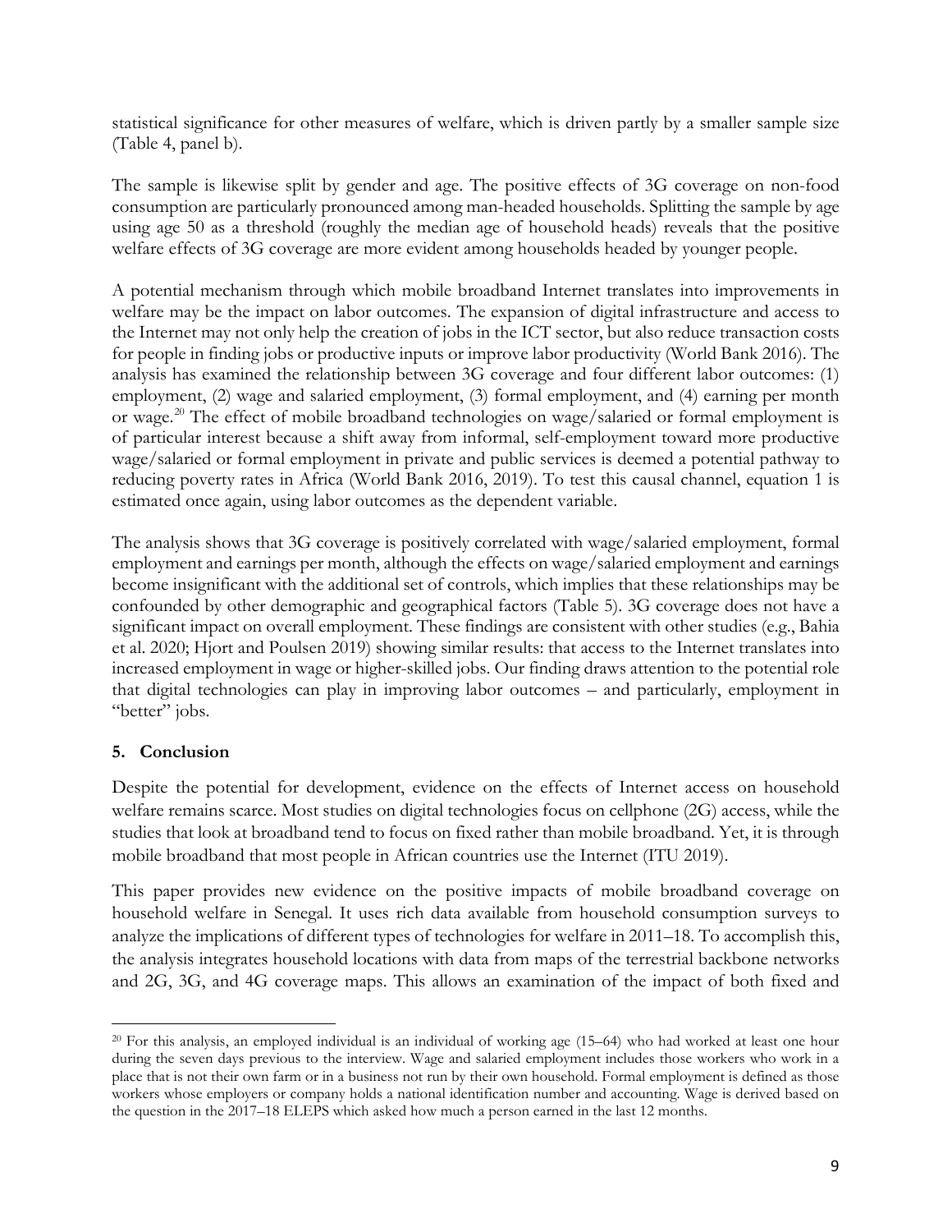statistical significance for other measures of welfare, which is driven partly by a smaller sample size (Table 4, panel b).

The sample is likewise split by gender and age. The positive effects of 3G coverage on non-food consumption are particularly pronounced among man-headed households. Splitting the sample by age using age 50 as a threshold (roughly the median age of household heads) reveals that the positive welfare effects of 3G coverage are more evident among households headed by younger people.

A potential mechanism through which mobile broadband Internet translates into improvements in welfare may be the impact on labor outcomes. The expansion of digital infrastructure and access to the Internet may not only help the creation of jobs in the ICT sector, but also reduce transaction costs for people in finding jobs or productive inputs or improve labor productivity (World Bank 2016). The analysis has examined the relationship between 3G coverage and four different labor outcomes: (1) employment, (2) wage and salaried employment, (3) formal employment, and (4) earning per month or wage.[20] The effect of mobile broadband technologies on wage/salaried or formal employment is of particular interest because a shift away from informal, self-employment toward more productive wage/salaried or formal employment in private and public services is deemed a potential pathway to reducing poverty rates in Africa (World Bank 2016, 2019). To test this causal channel, equation 1 is estimated once again, using labor outcomes as the dependent variable.

The analysis shows that 3G coverage is positively correlated with wage/salaried employment, formal employment and earnings per month, although the effects on wage/salaried employment and earnings become insignificant with the additional set of controls, which implies that these relationships may be confounded by other demographic and geographical factors (Table 5). 3G coverage does not have a significant impact on overall employment. These findings are consistent with other studies (e.g., Bahia et al. 2020; Hjort and Poulsen 2019) showing similar results: that access to the Internet translates into increased employment in wage or higher-skilled jobs. Our finding draws attention to the potential role that digital technologies can play in improving labor outcomes – and particularly, employment in "better" jobs.

## 5. Conclusion

Despite the potential for development, evidence on the effects of Internet access on household welfare remains scarce. Most studies on digital technologies focus on cellphone (2G) access, while the studies that look at broadband tend to focus on fixed rather than mobile broadband. Yet, it is through mobile broadband that most people in African countries use the Internet (ITU 2019).

This paper provides new evidence on the positive impacts of mobile broadband coverage on household welfare in Senegal. It uses rich data available from household consumption surveys to analyze the implications of different types of technologies for welfare in 2011–18. To accomplish this, the analysis integrates household locations with data from maps of the terrestrial backbone networks and 2G, 3G, and 4G coverage maps. This allows an examination of the impact of both fixed and

---

[20] For this analysis, an employed individual is an individual of working age (15–64) who had worked at least one hour during the seven days previous to the interview. Wage and salaried employment includes those workers who work in a place that is not their own farm or in a business not run by their own household. Formal employment is defined as those workers whose employers or company holds a national identification number and accounting. Wage is derived based on the question in the 2017–18 ELEPS which asked how much a person earned in the last 12 months.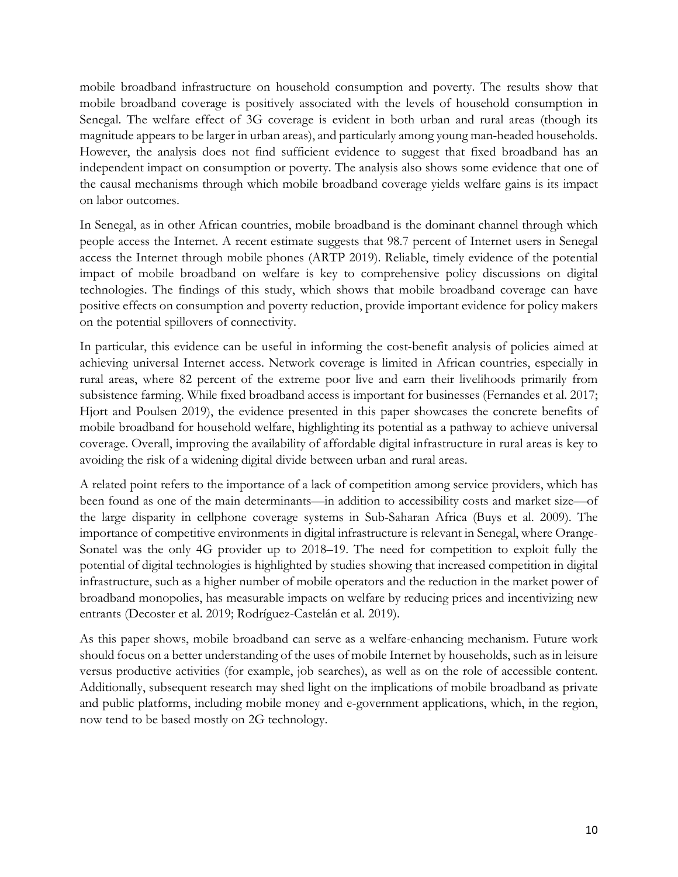mobile broadband infrastructure on household consumption and poverty. The results show that mobile broadband coverage is positively associated with the levels of household consumption in Senegal. The welfare effect of 3G coverage is evident in both urban and rural areas (though its magnitude appears to be larger in urban areas), and particularly among young man-headed households. However, the analysis does not find sufficient evidence to suggest that fixed broadband has an independent impact on consumption or poverty. The analysis also shows some evidence that one of the causal mechanisms through which mobile broadband coverage yields welfare gains is its impact on labor outcomes.

In Senegal, as in other African countries, mobile broadband is the dominant channel through which people access the Internet. A recent estimate suggests that 98.7 percent of Internet users in Senegal access the Internet through mobile phones (ARTP 2019). Reliable, timely evidence of the potential impact of mobile broadband on welfare is key to comprehensive policy discussions on digital technologies. The findings of this study, which shows that mobile broadband coverage can have positive effects on consumption and poverty reduction, provide important evidence for policy makers on the potential spillovers of connectivity.

In particular, this evidence can be useful in informing the cost-benefit analysis of policies aimed at achieving universal Internet access. Network coverage is limited in African countries, especially in rural areas, where 82 percent of the extreme poor live and earn their livelihoods primarily from subsistence farming. While fixed broadband access is important for businesses (Fernandes et al. 2017; Hjort and Poulsen 2019), the evidence presented in this paper showcases the concrete benefits of mobile broadband for household welfare, highlighting its potential as a pathway to achieve universal coverage. Overall, improving the availability of affordable digital infrastructure in rural areas is key to avoiding the risk of a widening digital divide between urban and rural areas.

A related point refers to the importance of a lack of competition among service providers, which has been found as one of the main determinants—in addition to accessibility costs and market size—of the large disparity in cellphone coverage systems in Sub-Saharan Africa (Buys et al. 2009). The importance of competitive environments in digital infrastructure is relevant in Senegal, where Orange-Sonatel was the only 4G provider up to 2018–19. The need for competition to exploit fully the potential of digital technologies is highlighted by studies showing that increased competition in digital infrastructure, such as a higher number of mobile operators and the reduction in the market power of broadband monopolies, has measurable impacts on welfare by reducing prices and incentivizing new entrants (Decoster et al. 2019; Rodríguez-Castelán et al. 2019).

As this paper shows, mobile broadband can serve as a welfare-enhancing mechanism. Future work should focus on a better understanding of the uses of mobile Internet by households, such as in leisure versus productive activities (for example, job searches), as well as on the role of accessible content. Additionally, subsequent research may shed light on the implications of mobile broadband as private and public platforms, including mobile money and e-government applications, which, in the region, now tend to be based mostly on 2G technology.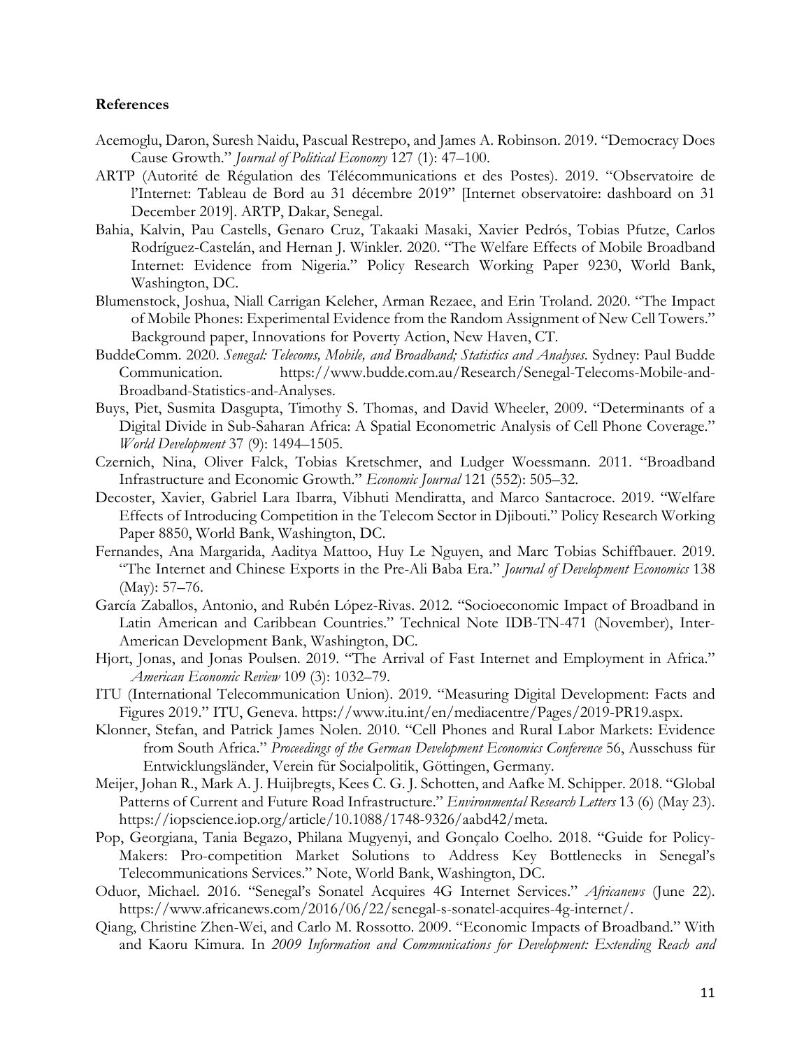### References

Acemoglu, Daron, Suresh Naidu, Pascual Restrepo, and James A. Robinson. 2019. "Democracy Does Cause Growth." *Journal of Political Economy* 127 (1): 47–100.

ARTP (Autorité de Régulation des Télécommunications et des Postes). 2019. "Observatoire de l'Internet: Tableau de Bord au 31 décembre 2019" [Internet observatoire: dashboard on 31 December 2019]. ARTP, Dakar, Senegal.

Bahia, Kalvin, Pau Castells, Genaro Cruz, Takaaki Masaki, Xavier Pedrós, Tobias Pfutze, Carlos Rodríguez-Castelán, and Hernan J. Winkler. 2020. "The Welfare Effects of Mobile Broadband Internet: Evidence from Nigeria." Policy Research Working Paper 9230, World Bank, Washington, DC.

Blumenstock, Joshua, Niall Carrigan Keleher, Arman Rezaee, and Erin Troland. 2020. "The Impact of Mobile Phones: Experimental Evidence from the Random Assignment of New Cell Towers." Background paper, Innovations for Poverty Action, New Haven, CT.

BuddeComm. 2020. *Senegal: Telecoms, Mobile, and Broadband; Statistics and Analyses*. Sydney: Paul Budde Communication. https://www.budde.com.au/Research/Senegal-Telecoms-Mobile-and-Broadband-Statistics-and-Analyses.

Buys, Piet, Susmita Dasgupta, Timothy S. Thomas, and David Wheeler, 2009. "Determinants of a Digital Divide in Sub-Saharan Africa: A Spatial Econometric Analysis of Cell Phone Coverage." *World Development* 37 (9): 1494–1505.

Czernich, Nina, Oliver Falck, Tobias Kretschmer, and Ludger Woessmann. 2011. "Broadband Infrastructure and Economic Growth." *Economic Journal* 121 (552): 505–32.

Decoster, Xavier, Gabriel Lara Ibarra, Vibhuti Mendiratta, and Marco Santacroce. 2019. "Welfare Effects of Introducing Competition in the Telecom Sector in Djibouti." Policy Research Working Paper 8850, World Bank, Washington, DC.

Fernandes, Ana Margarida, Aaditya Mattoo, Huy Le Nguyen, and Marc Tobias Schiffbauer. 2019. "The Internet and Chinese Exports in the Pre-Ali Baba Era." *Journal of Development Economics* 138 (May): 57–76.

García Zaballos, Antonio, and Rubén López-Rivas. 2012. "Socioeconomic Impact of Broadband in Latin American and Caribbean Countries." Technical Note IDB-TN-471 (November), Inter-American Development Bank, Washington, DC.

Hjort, Jonas, and Jonas Poulsen. 2019. "The Arrival of Fast Internet and Employment in Africa." *American Economic Review* 109 (3): 1032–79.

ITU (International Telecommunication Union). 2019. "Measuring Digital Development: Facts and Figures 2019." ITU, Geneva. https://www.itu.int/en/mediacentre/Pages/2019-PR19.aspx.

Klonner, Stefan, and Patrick James Nolen. 2010. "Cell Phones and Rural Labor Markets: Evidence from South Africa." *Proceedings of the German Development Economics Conference* 56, Ausschuss für Entwicklungsländer, Verein für Socialpolitik, Göttingen, Germany.

Meijer, Johan R., Mark A. J. Huijbregts, Kees C. G. J. Schotten, and Aafke M. Schipper. 2018. "Global Patterns of Current and Future Road Infrastructure." *Environmental Research Letters* 13 (6) (May 23). https://iopscience.iop.org/article/10.1088/1748-9326/aabd42/meta.

Pop, Georgiana, Tania Begazo, Philana Mugyenyi, and Gonçalo Coelho. 2018. "Guide for Policy-Makers: Pro-competition Market Solutions to Address Key Bottlenecks in Senegal's Telecommunications Services." Note, World Bank, Washington, DC.

Oduor, Michael. 2016. "Senegal's Sonatel Acquires 4G Internet Services." *Africanews* (June 22). https://www.africanews.com/2016/06/22/senegal-s-sonatel-acquires-4g-internet/.

Qiang, Christine Zhen-Wei, and Carlo M. Rossotto. 2009. "Economic Impacts of Broadband." With and Kaoru Kimura. In *2009 Information and Communications for Development: Extending Reach and*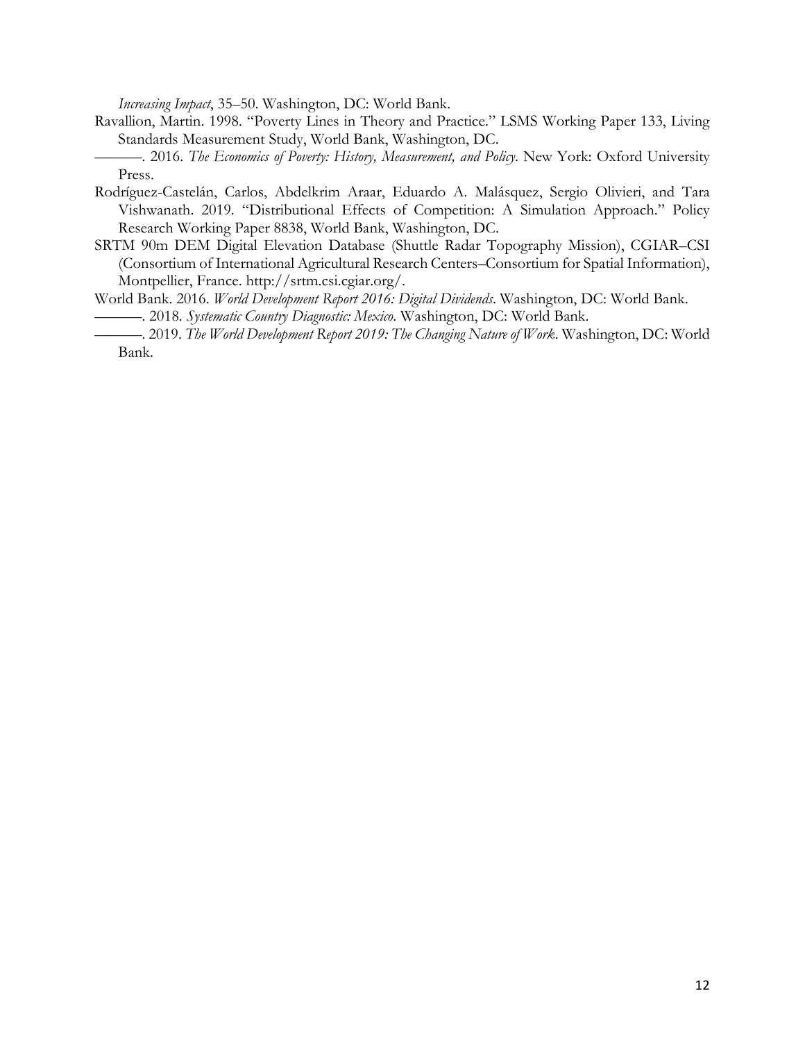*Increasing Impact*, 35–50. Washington, DC: World Bank.

Ravallion, Martin. 1998. "Poverty Lines in Theory and Practice." LSMS Working Paper 133, Living Standards Measurement Study, World Bank, Washington, DC.

———. 2016. *The Economics of Poverty: History, Measurement, and Policy*. New York: Oxford University Press.

Rodríguez-Castelán, Carlos, Abdelkrim Araar, Eduardo A. Malásquez, Sergio Olivieri, and Tara Vishwanath. 2019. "Distributional Effects of Competition: A Simulation Approach." Policy Research Working Paper 8838, World Bank, Washington, DC.

SRTM 90m DEM Digital Elevation Database (Shuttle Radar Topography Mission), CGIAR–CSI (Consortium of International Agricultural Research Centers–Consortium for Spatial Information), Montpellier, France. http://srtm.csi.cgiar.org/.

World Bank. 2016. *World Development Report 2016: Digital Dividends*. Washington, DC: World Bank.

———. 2018. *Systematic Country Diagnostic: Mexico*. Washington, DC: World Bank.

———. 2019. *The World Development Report 2019: The Changing Nature of Work*. Washington, DC: World Bank.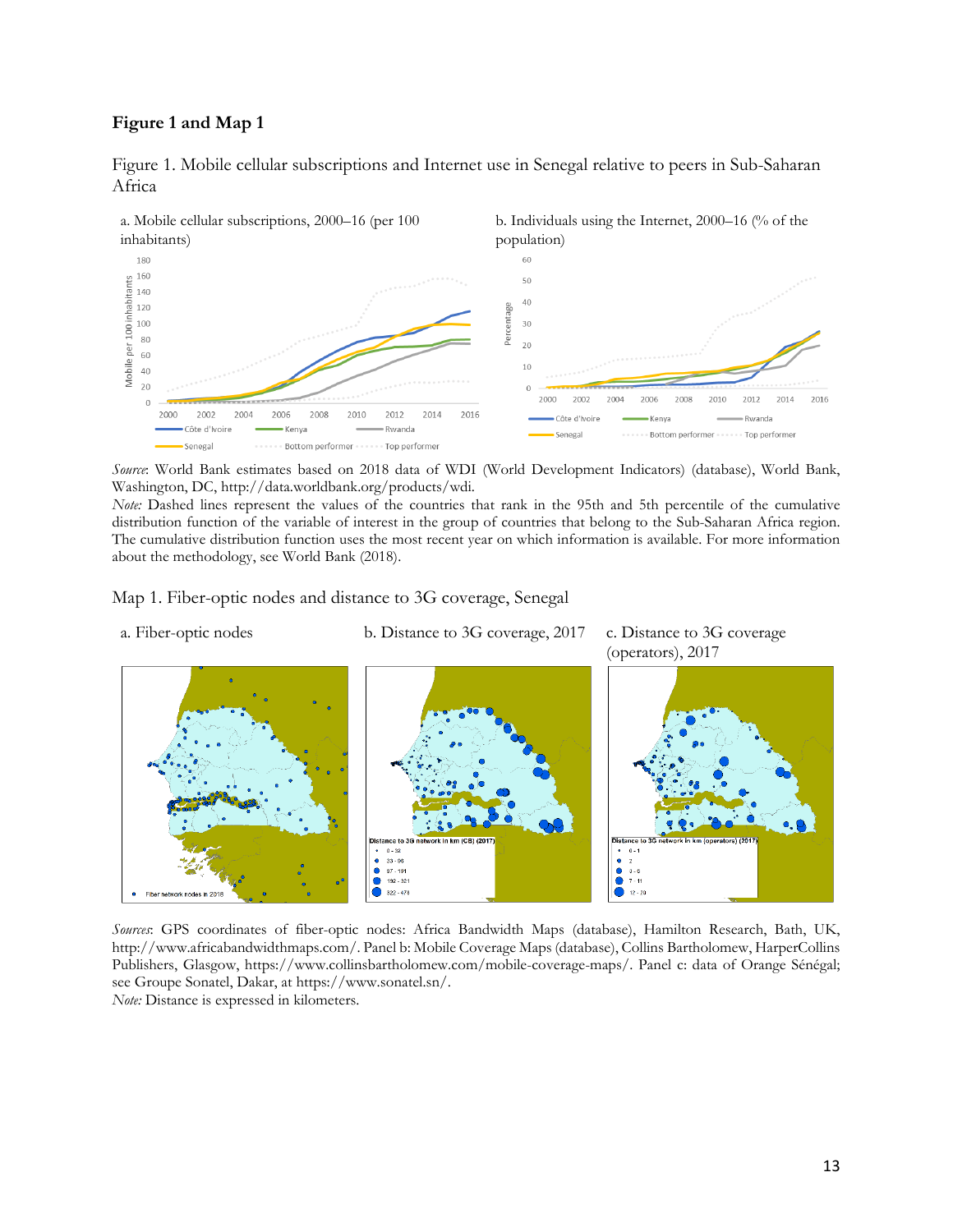**Figure 1 and Map 1**

Figure 1. Mobile cellular subscriptions and Internet use in Senegal relative to peers in Sub-Saharan Africa

a. Mobile cellular subscriptions, 2000–16 (per 100 inhabitants)

b. Individuals using the Internet, 2000–16 (% of the population)

*Source*: World Bank estimates based on 2018 data of WDI (World Development Indicators) (database), World Bank, Washington, DC, http://data.worldbank.org/products/wdi.

*Note:* Dashed lines represent the values of the countries that rank in the 95th and 5th percentile of the cumulative distribution function of the variable of interest in the group of countries that belong to the Sub-Saharan Africa region. The cumulative distribution function uses the most recent year on which information is available. For more information about the methodology, see World Bank (2018).

Map 1. Fiber-optic nodes and distance to 3G coverage, Senegal

a. Fiber-optic nodes

b. Distance to 3G coverage, 2017

c. Distance to 3G coverage (operators), 2017

*Sources*: GPS coordinates of fiber-optic nodes: Africa Bandwidth Maps (database), Hamilton Research, Bath, UK, http://www.africabandwidthmaps.com/. Panel b: Mobile Coverage Maps (database), Collins Bartholomew, HarperCollins Publishers, Glasgow, https://www.collinsbartholomew.com/mobile-coverage-maps/. Panel c: data of Orange Sénégal; see Groupe Sonatel, Dakar, at https://www.sonatel.sn/.

*Note:* Distance is expressed in kilometers.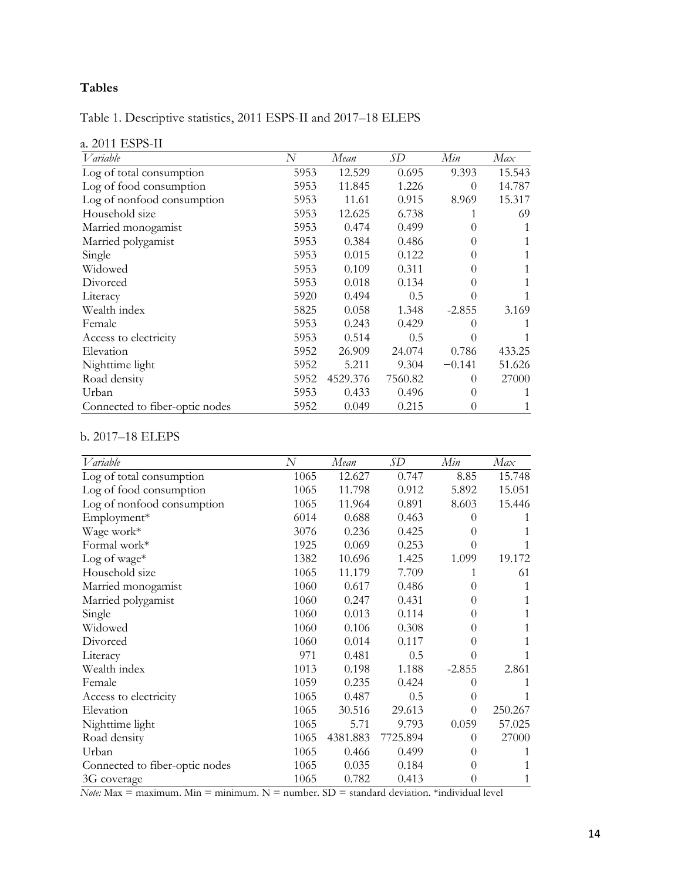## Tables

Table 1. Descriptive statistics, 2011 ESPS-II and 2017–18 ELEPS

a. 2011 ESPS-II

| *Variable* | *N* | *Mean* | *SD* | *Min* | *Max* |
|---|---|---|---|---|---|
| Log of total consumption | 5953 | 12.529 | 0.695 | 9.393 | 15.543 |
| Log of food consumption | 5953 | 11.845 | 1.226 | 0 | 14.787 |
| Log of nonfood consumption | 5953 | 11.61 | 0.915 | 8.969 | 15.317 |
| Household size | 5953 | 12.625 | 6.738 | 1 | 69 |
| Married monogamist | 5953 | 0.474 | 0.499 | 0 | 1 |
| Married polygamist | 5953 | 0.384 | 0.486 | 0 | 1 |
| Single | 5953 | 0.015 | 0.122 | 0 | 1 |
| Widowed | 5953 | 0.109 | 0.311 | 0 | 1 |
| Divorced | 5953 | 0.018 | 0.134 | 0 | 1 |
| Literacy | 5920 | 0.494 | 0.5 | 0 | 1 |
| Wealth index | 5825 | 0.058 | 1.348 | -2.855 | 3.169 |
| Female | 5953 | 0.243 | 0.429 | 0 | 1 |
| Access to electricity | 5953 | 0.514 | 0.5 | 0 | 1 |
| Elevation | 5952 | 26.909 | 24.074 | 0.786 | 433.25 |
| Nighttime light | 5952 | 5.211 | 9.304 | −0.141 | 51.626 |
| Road density | 5952 | 4529.376 | 7560.82 | 0 | 27000 |
| Urban | 5953 | 0.433 | 0.496 | 0 | 1 |
| Connected to fiber-optic nodes | 5952 | 0.049 | 0.215 | 0 | 1 |

b. 2017–18 ELEPS

| *Variable* | *N* | *Mean* | *SD* | *Min* | *Max* |
|---|---|---|---|---|---|
| Log of total consumption | 1065 | 12.627 | 0.747 | 8.85 | 15.748 |
| Log of food consumption | 1065 | 11.798 | 0.912 | 5.892 | 15.051 |
| Log of nonfood consumption | 1065 | 11.964 | 0.891 | 8.603 | 15.446 |
| Employment* | 6014 | 0.688 | 0.463 | 0 | 1 |
| Wage work* | 3076 | 0.236 | 0.425 | 0 | 1 |
| Formal work* | 1925 | 0.069 | 0.253 | 0 | 1 |
| Log of wage* | 1382 | 10.696 | 1.425 | 1.099 | 19.172 |
| Household size | 1065 | 11.179 | 7.709 | 1 | 61 |
| Married monogamist | 1060 | 0.617 | 0.486 | 0 | 1 |
| Married polygamist | 1060 | 0.247 | 0.431 | 0 | 1 |
| Single | 1060 | 0.013 | 0.114 | 0 | 1 |
| Widowed | 1060 | 0.106 | 0.308 | 0 | 1 |
| Divorced | 1060 | 0.014 | 0.117 | 0 | 1 |
| Literacy | 971 | 0.481 | 0.5 | 0 | 1 |
| Wealth index | 1013 | 0.198 | 1.188 | -2.855 | 2.861 |
| Female | 1059 | 0.235 | 0.424 | 0 | 1 |
| Access to electricity | 1065 | 0.487 | 0.5 | 0 | 1 |
| Elevation | 1065 | 30.516 | 29.613 | 0 | 250.267 |
| Nighttime light | 1065 | 5.71 | 9.793 | 0.059 | 57.025 |
| Road density | 1065 | 4381.883 | 7725.894 | 0 | 27000 |
| Urban | 1065 | 0.466 | 0.499 | 0 | 1 |
| Connected to fiber-optic nodes | 1065 | 0.035 | 0.184 | 0 | 1 |
| 3G coverage | 1065 | 0.782 | 0.413 | 0 | 1 |

*Note:* Max = maximum. Min = minimum. N = number. SD = standard deviation. *individual level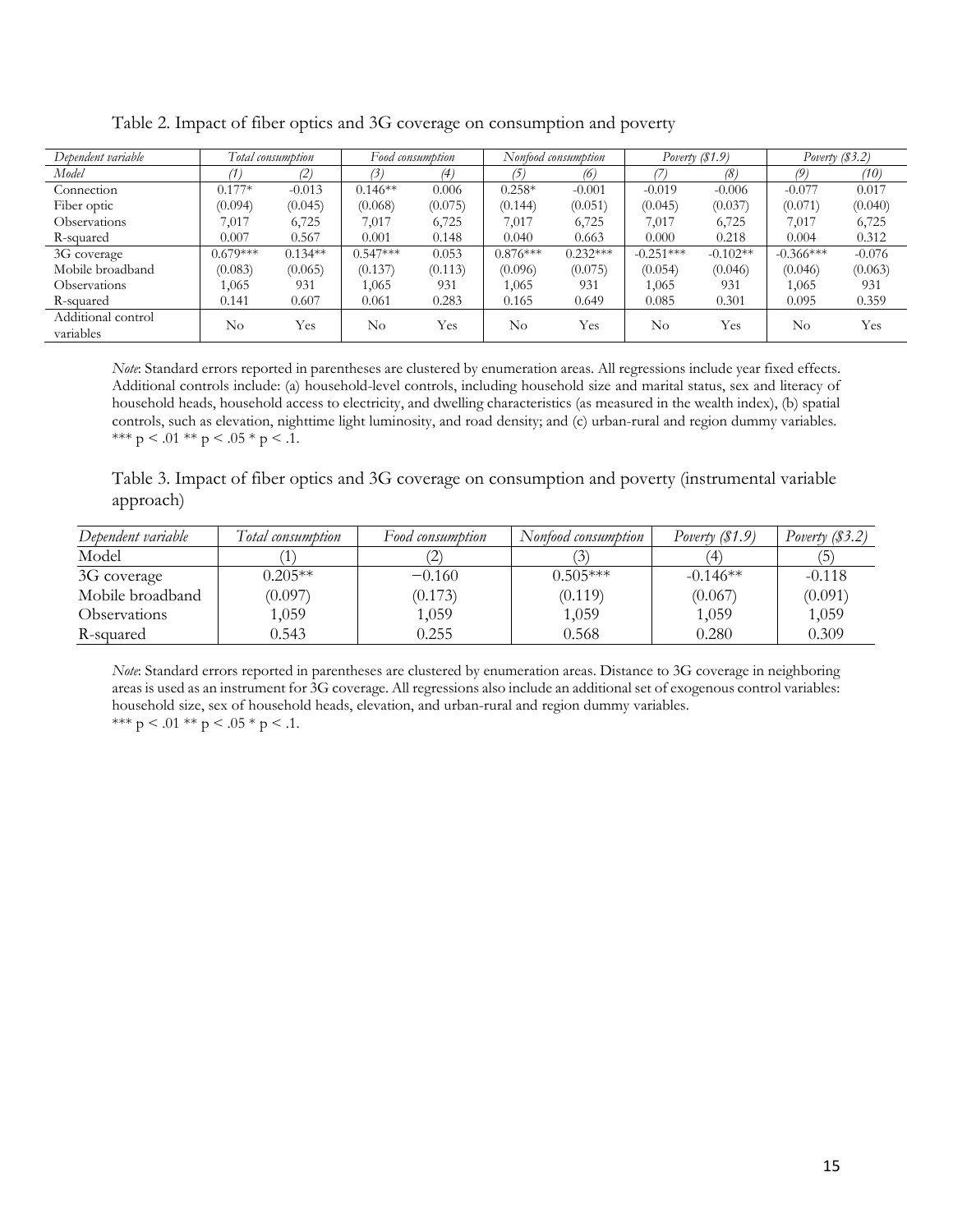Table 2. Impact of fiber optics and 3G coverage on consumption and poverty

| *Dependent variable* | *Total consumption* | | *Food consumption* | | *Nonfood consumption* | | *Poverty ($1.9)* | | *Poverty ($3.2)* | |
|---|---|---|---|---|---|---|---|---|---|---|
| *Model* | *(1)* | *(2)* | *(3)* | *(4)* | *(5)* | *(6)* | *(7)* | *(8)* | *(9)* | *(10)* |
| Connection | 0.177* | -0.013 | 0.146** | 0.006 | 0.258* | -0.001 | -0.019 | -0.006 | -0.077 | 0.017 |
| Fiber optic | (0.094) | (0.045) | (0.068) | (0.075) | (0.144) | (0.051) | (0.045) | (0.037) | (0.071) | (0.040) |
| Observations | 7,017 | 6,725 | 7,017 | 6,725 | 7,017 | 6,725 | 7,017 | 6,725 | 7,017 | 6,725 |
| R-squared | 0.007 | 0.567 | 0.001 | 0.148 | 0.040 | 0.663 | 0.000 | 0.218 | 0.004 | 0.312 |
| 3G coverage | 0.679*** | 0.134** | 0.547*** | 0.053 | 0.876*** | 0.232*** | -0.251*** | -0.102** | -0.366*** | -0.076 |
| Mobile broadband | (0.083) | (0.065) | (0.137) | (0.113) | (0.096) | (0.075) | (0.054) | (0.046) | (0.046) | (0.063) |
| Observations | 1,065 | 931 | 1,065 | 931 | 1,065 | 931 | 1,065 | 931 | 1,065 | 931 |
| R-squared | 0.141 | 0.607 | 0.061 | 0.283 | 0.165 | 0.649 | 0.085 | 0.301 | 0.095 | 0.359 |
| Additional control variables | No | Yes | No | Yes | No | Yes | No | Yes | No | Yes |

*Note*: Standard errors reported in parentheses are clustered by enumeration areas. All regressions include year fixed effects. Additional controls include: (a) household-level controls, including household size and marital status, sex and literacy of household heads, household access to electricity, and dwelling characteristics (as measured in the wealth index), (b) spatial controls, such as elevation, nighttime light luminosity, and road density; and (c) urban-rural and region dummy variables. *** $p < .01$ ** $p < .05$ * $p < .1$.

Table 3. Impact of fiber optics and 3G coverage on consumption and poverty (instrumental variable approach)

| *Dependent variable* | *Total consumption* | *Food consumption* | *Nonfood consumption* | *Poverty ($1.9)* | *Poverty ($3.2)* |
|---|---|---|---|---|---|
| Model | (1) | (2) | (3) | (4) | (5) |
| 3G coverage | 0.205** | −0.160 | 0.505*** | -0.146** | -0.118 |
| Mobile broadband | (0.097) | (0.173) | (0.119) | (0.067) | (0.091) |
| Observations | 1,059 | 1,059 | 1,059 | 1,059 | 1,059 |
| R-squared | 0.543 | 0.255 | 0.568 | 0.280 | 0.309 |

*Note*: Standard errors reported in parentheses are clustered by enumeration areas. Distance to 3G coverage in neighboring areas is used as an instrument for 3G coverage. All regressions also include an additional set of exogenous control variables: household size, sex of household heads, elevation, and urban-rural and region dummy variables.
*** $p < .01$ ** $p < .05$ * $p < .1$.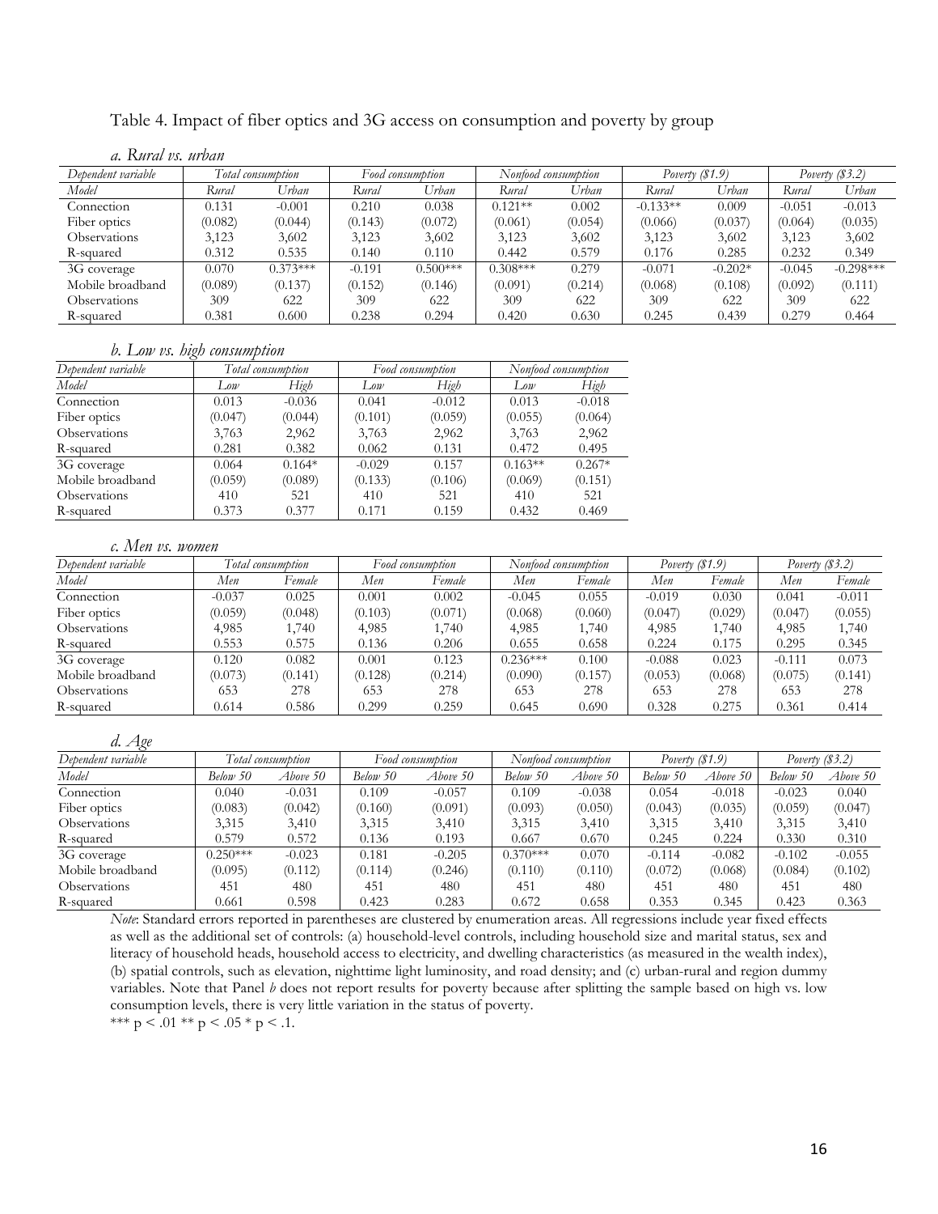Table 4. Impact of fiber optics and 3G access on consumption and poverty by group

*a. Rural vs. urban*

| *Dependent variable* | *Total consumption* | | *Food consumption* | | *Nonfood consumption* | | *Poverty ($1.9)* | | *Poverty ($3.2)* | |
|---|---|---|---|---|---|---|---|---|---|---|
| *Model* | *Rural* | *Urban* | *Rural* | *Urban* | *Rural* | *Urban* | *Rural* | *Urban* | *Rural* | *Urban* |
| Connection | 0.131 | -0.001 | 0.210 | 0.038 | 0.121** | 0.002 | -0.133** | 0.009 | -0.051 | -0.013 |
| Fiber optics | (0.082) | (0.044) | (0.143) | (0.072) | (0.061) | (0.054) | (0.066) | (0.037) | (0.064) | (0.035) |
| Observations | 3,123 | 3,602 | 3,123 | 3,602 | 3,123 | 3,602 | 3,123 | 3,602 | 3,123 | 3,602 |
| R-squared | 0.312 | 0.535 | 0.140 | 0.110 | 0.442 | 0.579 | 0.176 | 0.285 | 0.232 | 0.349 |
| 3G coverage | 0.070 | 0.373*** | -0.191 | 0.500*** | 0.308*** | 0.279 | -0.071 | -0.202* | -0.045 | -0.298*** |
| Mobile broadband | (0.089) | (0.137) | (0.152) | (0.146) | (0.091) | (0.214) | (0.068) | (0.108) | (0.092) | (0.111) |
| Observations | 309 | 622 | 309 | 622 | 309 | 622 | 309 | 622 | 309 | 622 |
| R-squared | 0.381 | 0.600 | 0.238 | 0.294 | 0.420 | 0.630 | 0.245 | 0.439 | 0.279 | 0.464 |

*b. Low vs. high consumption*

| *Dependent variable* | *Total consumption* | | *Food consumption* | | *Nonfood consumption* | |
|---|---|---|---|---|---|---|
| *Model* | *Low* | *High* | *Low* | *High* | *Low* | *High* |
| Connection | 0.013 | -0.036 | 0.041 | -0.012 | 0.013 | -0.018 |
| Fiber optics | (0.047) | (0.044) | (0.101) | (0.059) | (0.055) | (0.064) |
| Observations | 3,763 | 2,962 | 3,763 | 2,962 | 3,763 | 2,962 |
| R-squared | 0.281 | 0.382 | 0.062 | 0.131 | 0.472 | 0.495 |
| 3G coverage | 0.064 | 0.164* | -0.029 | 0.157 | 0.163** | 0.267* |
| Mobile broadband | (0.059) | (0.089) | (0.133) | (0.106) | (0.069) | (0.151) |
| Observations | 410 | 521 | 410 | 521 | 410 | 521 |
| R-squared | 0.373 | 0.377 | 0.171 | 0.159 | 0.432 | 0.469 |

*c. Men vs. women*

| *Dependent variable* | *Total consumption* | | *Food consumption* | | *Nonfood consumption* | | *Poverty ($1.9)* | | *Poverty ($3.2)* | |
|---|---|---|---|---|---|---|---|---|---|---|
| *Model* | *Men* | *Female* | *Men* | *Female* | *Men* | *Female* | *Men* | *Female* | *Men* | *Female* |
| Connection | -0.037 | 0.025 | 0.001 | 0.002 | -0.045 | 0.055 | -0.019 | 0.030 | 0.041 | -0.011 |
| Fiber optics | (0.059) | (0.048) | (0.103) | (0.071) | (0.068) | (0.060) | (0.047) | (0.029) | (0.047) | (0.055) |
| Observations | 4,985 | 1,740 | 4,985 | 1,740 | 4,985 | 1,740 | 4,985 | 1,740 | 4,985 | 1,740 |
| R-squared | 0.553 | 0.575 | 0.136 | 0.206 | 0.655 | 0.658 | 0.224 | 0.175 | 0.295 | 0.345 |
| 3G coverage | 0.120 | 0.082 | 0.001 | 0.123 | 0.236*** | 0.100 | -0.088 | 0.023 | -0.111 | 0.073 |
| Mobile broadband | (0.073) | (0.141) | (0.128) | (0.214) | (0.090) | (0.157) | (0.053) | (0.068) | (0.075) | (0.141) |
| Observations | 653 | 278 | 653 | 278 | 653 | 278 | 653 | 278 | 653 | 278 |
| R-squared | 0.614 | 0.586 | 0.299 | 0.259 | 0.645 | 0.690 | 0.328 | 0.275 | 0.361 | 0.414 |

*d. Age*

| *Dependent variable* | *Total consumption* | | *Food consumption* | | *Nonfood consumption* | | *Poverty ($1.9)* | | *Poverty ($3.2)* | |
|---|---|---|---|---|---|---|---|---|---|---|
| *Model* | *Below 50* | *Above 50* | *Below 50* | *Above 50* | *Below 50* | *Above 50* | *Below 50* | *Above 50* | *Below 50* | *Above 50* |
| Connection | 0.040 | -0.031 | 0.109 | -0.057 | 0.109 | -0.038 | 0.054 | -0.018 | -0.023 | 0.040 |
| Fiber optics | (0.083) | (0.042) | (0.160) | (0.091) | (0.093) | (0.050) | (0.043) | (0.035) | (0.059) | (0.047) |
| Observations | 3,315 | 3,410 | 3,315 | 3,410 | 3,315 | 3,410 | 3,315 | 3,410 | 3,315 | 3,410 |
| R-squared | 0.579 | 0.572 | 0.136 | 0.193 | 0.667 | 0.670 | 0.245 | 0.224 | 0.330 | 0.310 |
| 3G coverage | 0.250*** | -0.023 | 0.181 | -0.205 | 0.370*** | 0.070 | -0.114 | -0.082 | -0.102 | -0.055 |
| Mobile broadband | (0.095) | (0.112) | (0.114) | (0.246) | (0.110) | (0.110) | (0.072) | (0.068) | (0.084) | (0.102) |
| Observations | 451 | 480 | 451 | 480 | 451 | 480 | 451 | 480 | 451 | 480 |
| R-squared | 0.661 | 0.598 | 0.423 | 0.283 | 0.672 | 0.658 | 0.353 | 0.345 | 0.423 | 0.363 |

*Note*: Standard errors reported in parentheses are clustered by enumeration areas. All regressions include year fixed effects as well as the additional set of controls: (a) household-level controls, including household size and marital status, sex and literacy of household heads, household access to electricity, and dwelling characteristics (as measured in the wealth index), (b) spatial controls, such as elevation, nighttime light luminosity, and road density; and (c) urban-rural and region dummy variables. Note that Panel *b* does not report results for poverty because after splitting the sample based on high vs. low consumption levels, there is very little variation in the status of poverty.

*** $p < .01$ ** $p < .05$ * $p < .1$.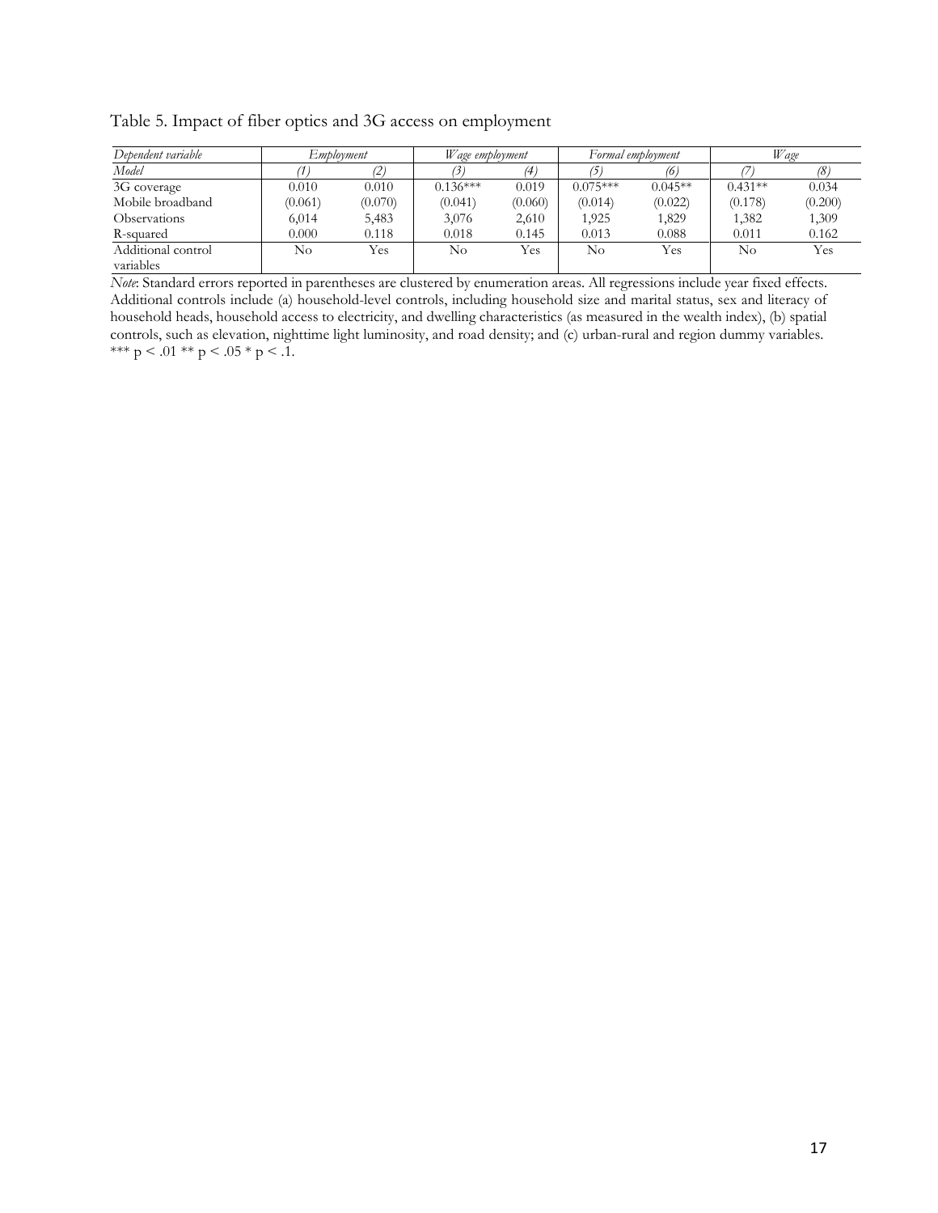Table 5. Impact of fiber optics and 3G access on employment

| *Dependent variable* | *Employment* | | *Wage employment* | | *Formal employment* | | *Wage* | |
|---|---|---|---|---|---|---|---|---|
| *Model* | *(1)* | *(2)* | *(3)* | *(4)* | *(5)* | *(6)* | *(7)* | *(8)* |
| 3G coverage | 0.010 | 0.010 | 0.136*** | 0.019 | 0.075*** | 0.045** | 0.431** | 0.034 |
| Mobile broadband | (0.061) | (0.070) | (0.041) | (0.060) | (0.014) | (0.022) | (0.178) | (0.200) |
| Observations | 6,014 | 5,483 | 3,076 | 2,610 | 1,925 | 1,829 | 1,382 | 1,309 |
| R-squared | 0.000 | 0.118 | 0.018 | 0.145 | 0.013 | 0.088 | 0.011 | 0.162 |
| Additional control variables | No | Yes | No | Yes | No | Yes | No | Yes |

*Note*: Standard errors reported in parentheses are clustered by enumeration areas. All regressions include year fixed effects. Additional controls include (a) household-level controls, including household size and marital status, sex and literacy of household heads, household access to electricity, and dwelling characteristics (as measured in the wealth index), (b) spatial controls, such as elevation, nighttime light luminosity, and road density; and (c) urban-rural and region dummy variables.
*** $p < .01$ ** $p < .05$ * $p < .1$.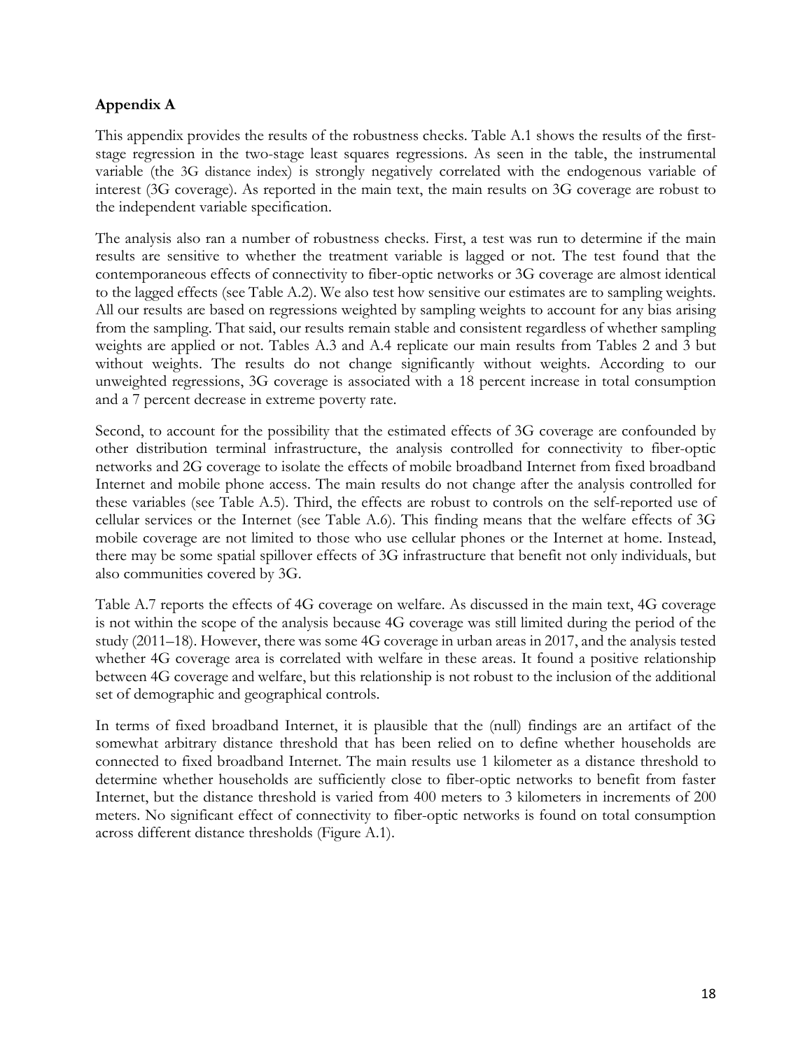## Appendix A

This appendix provides the results of the robustness checks. Table A.1 shows the results of the first-stage regression in the two-stage least squares regressions. As seen in the table, the instrumental variable (the 3G distance index) is strongly negatively correlated with the endogenous variable of interest (3G coverage). As reported in the main text, the main results on 3G coverage are robust to the independent variable specification.

The analysis also ran a number of robustness checks. First, a test was run to determine if the main results are sensitive to whether the treatment variable is lagged or not. The test found that the contemporaneous effects of connectivity to fiber-optic networks or 3G coverage are almost identical to the lagged effects (see Table A.2). We also test how sensitive our estimates are to sampling weights. All our results are based on regressions weighted by sampling weights to account for any bias arising from the sampling. That said, our results remain stable and consistent regardless of whether sampling weights are applied or not. Tables A.3 and A.4 replicate our main results from Tables 2 and 3 but without weights. The results do not change significantly without weights. According to our unweighted regressions, 3G coverage is associated with a 18 percent increase in total consumption and a 7 percent decrease in extreme poverty rate.

Second, to account for the possibility that the estimated effects of 3G coverage are confounded by other distribution terminal infrastructure, the analysis controlled for connectivity to fiber-optic networks and 2G coverage to isolate the effects of mobile broadband Internet from fixed broadband Internet and mobile phone access. The main results do not change after the analysis controlled for these variables (see Table A.5). Third, the effects are robust to controls on the self-reported use of cellular services or the Internet (see Table A.6). This finding means that the welfare effects of 3G mobile coverage are not limited to those who use cellular phones or the Internet at home. Instead, there may be some spatial spillover effects of 3G infrastructure that benefit not only individuals, but also communities covered by 3G.

Table A.7 reports the effects of 4G coverage on welfare. As discussed in the main text, 4G coverage is not within the scope of the analysis because 4G coverage was still limited during the period of the study (2011–18). However, there was some 4G coverage in urban areas in 2017, and the analysis tested whether 4G coverage area is correlated with welfare in these areas. It found a positive relationship between 4G coverage and welfare, but this relationship is not robust to the inclusion of the additional set of demographic and geographical controls.

In terms of fixed broadband Internet, it is plausible that the (null) findings are an artifact of the somewhat arbitrary distance threshold that has been relied on to define whether households are connected to fixed broadband Internet. The main results use 1 kilometer as a distance threshold to determine whether households are sufficiently close to fiber-optic networks to benefit from faster Internet, but the distance threshold is varied from 400 meters to 3 kilometers in increments of 200 meters. No significant effect of connectivity to fiber-optic networks is found on total consumption across different distance thresholds (Figure A.1).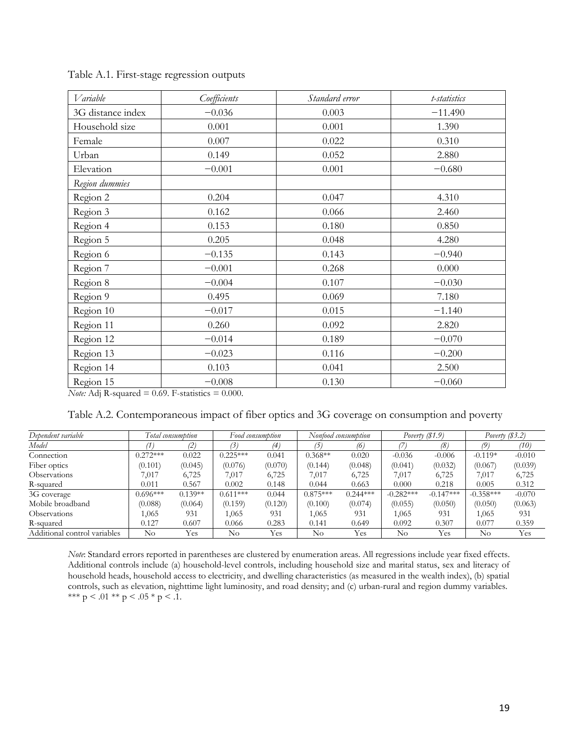Table A.1. First-stage regression outputs

| *Variable* | *Coefficients* | *Standard error* | *t-statistics* |
|---|---|---|---|
| 3G distance index | −0.036 | 0.003 | −11.490 |
| Household size | 0.001 | 0.001 | 1.390 |
| Female | 0.007 | 0.022 | 0.310 |
| Urban | 0.149 | 0.052 | 2.880 |
| Elevation | −0.001 | 0.001 | −0.680 |
| *Region dummies* | | | |
| Region 2 | 0.204 | 0.047 | 4.310 |
| Region 3 | 0.162 | 0.066 | 2.460 |
| Region 4 | 0.153 | 0.180 | 0.850 |
| Region 5 | 0.205 | 0.048 | 4.280 |
| Region 6 | −0.135 | 0.143 | −0.940 |
| Region 7 | −0.001 | 0.268 | 0.000 |
| Region 8 | −0.004 | 0.107 | −0.030 |
| Region 9 | 0.495 | 0.069 | 7.180 |
| Region 10 | −0.017 | 0.015 | −1.140 |
| Region 11 | 0.260 | 0.092 | 2.820 |
| Region 12 | −0.014 | 0.189 | −0.070 |
| Region 13 | −0.023 | 0.116 | −0.200 |
| Region 14 | 0.103 | 0.041 | 2.500 |
| Region 15 | −0.008 | 0.130 | −0.060 |

*Note:* Adj R-squared = 0.69. F-statistics = 0.000.

Table A.2. Contemporaneous impact of fiber optics and 3G coverage on consumption and poverty

| *Dependent variable* | *Total consumption* | | *Food consumption* | | *Nonfood consumption* | | *Poverty ($1.9)* | | *Poverty ($3.2)* | |
|---|---|---|---|---|---|---|---|---|---|---|
| *Model* | *(1)* | *(2)* | *(3)* | *(4)* | *(5)* | *(6)* | *(7)* | *(8)* | *(9)* | *(10)* |
| Connection | 0.272*** | 0.022 | 0.225*** | 0.041 | 0.368** | 0.020 | -0.036 | -0.006 | -0.119* | -0.010 |
| Fiber optics | (0.101) | (0.045) | (0.076) | (0.070) | (0.144) | (0.048) | (0.041) | (0.032) | (0.067) | (0.039) |
| Observations | 7,017 | 6,725 | 7,017 | 6,725 | 7,017 | 6,725 | 7,017 | 6,725 | 7,017 | 6,725 |
| R-squared | 0.011 | 0.567 | 0.002 | 0.148 | 0.044 | 0.663 | 0.000 | 0.218 | 0.005 | 0.312 |
| 3G coverage | 0.696*** | 0.139** | 0.611*** | 0.044 | 0.875*** | 0.244*** | -0.282*** | -0.147*** | -0.358*** | -0.070 |
| Mobile broadband | (0.088) | (0.064) | (0.159) | (0.120) | (0.100) | (0.074) | (0.055) | (0.050) | (0.050) | (0.063) |
| Observations | 1,065 | 931 | 1,065 | 931 | 1,065 | 931 | 1,065 | 931 | 1,065 | 931 |
| R-squared | 0.127 | 0.607 | 0.066 | 0.283 | 0.141 | 0.649 | 0.092 | 0.307 | 0.077 | 0.359 |
| Additional control variables | No | Yes | No | Yes | No | Yes | No | Yes | No | Yes |

*Note*: Standard errors reported in parentheses are clustered by enumeration areas. All regressions include year fixed effects. Additional controls include (a) household-level controls, including household size and marital status, sex and literacy of household heads, household access to electricity, and dwelling characteristics (as measured in the wealth index), (b) spatial controls, such as elevation, nighttime light luminosity, and road density; and (c) urban-rural and region dummy variables. *** $p < .01$ ** $p < .05$ * $p < .1$.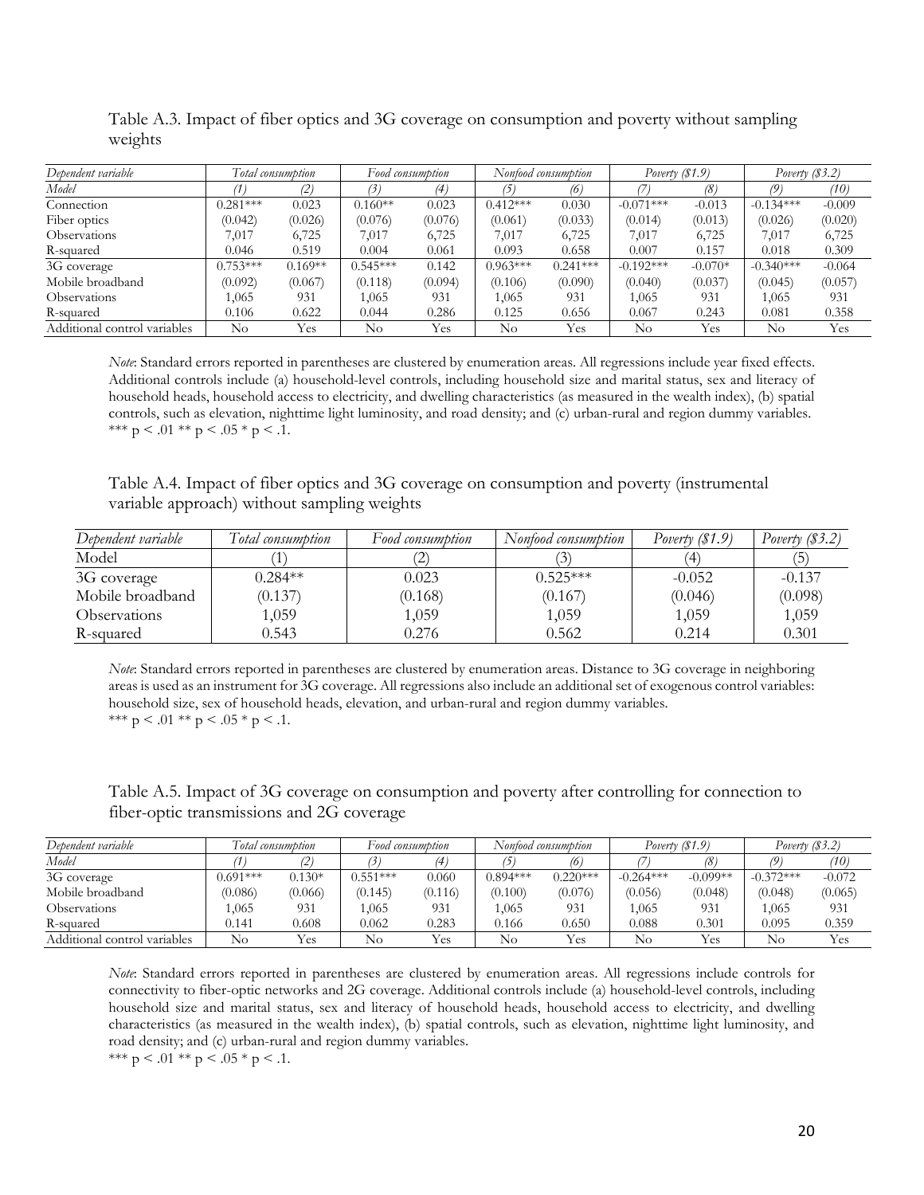Table A.3. Impact of fiber optics and 3G coverage on consumption and poverty without sampling weights

| *Dependent variable* | *Total consumption* | | *Food consumption* | | *Nonfood consumption* | | *Poverty ($1.9)* | | *Poverty ($3.2)* | |
|---|---|---|---|---|---|---|---|---|---|---|
| *Model* | *(1)* | *(2)* | *(3)* | *(4)* | *(5)* | *(6)* | *(7)* | *(8)* | *(9)* | *(10)* |
| Connection | 0.281*** | 0.023 | 0.160** | 0.023 | 0.412*** | 0.030 | -0.071*** | -0.013 | -0.134*** | -0.009 |
| Fiber optics | (0.042) | (0.026) | (0.076) | (0.076) | (0.061) | (0.033) | (0.014) | (0.013) | (0.026) | (0.020) |
| Observations | 7,017 | 6,725 | 7,017 | 6,725 | 7,017 | 6,725 | 7,017 | 6,725 | 7,017 | 6,725 |
| R-squared | 0.046 | 0.519 | 0.004 | 0.061 | 0.093 | 0.658 | 0.007 | 0.157 | 0.018 | 0.309 |
| 3G coverage | 0.753*** | 0.169** | 0.545*** | 0.142 | 0.963*** | 0.241*** | -0.192*** | -0.070* | -0.340*** | -0.064 |
| Mobile broadband | (0.092) | (0.067) | (0.118) | (0.094) | (0.106) | (0.090) | (0.040) | (0.037) | (0.045) | (0.057) |
| Observations | 1,065 | 931 | 1,065 | 931 | 1,065 | 931 | 1,065 | 931 | 1,065 | 931 |
| R-squared | 0.106 | 0.622 | 0.044 | 0.286 | 0.125 | 0.656 | 0.067 | 0.243 | 0.081 | 0.358 |
| Additional control variables | No | Yes | No | Yes | No | Yes | No | Yes | No | Yes |

*Note*: Standard errors reported in parentheses are clustered by enumeration areas. All regressions include year fixed effects. Additional controls include (a) household-level controls, including household size and marital status, sex and literacy of household heads, household access to electricity, and dwelling characteristics (as measured in the wealth index), (b) spatial controls, such as elevation, nighttime light luminosity, and road density; and (c) urban-rural and region dummy variables. *** p < .01 ** p < .05 * p < .1.

Table A.4. Impact of fiber optics and 3G coverage on consumption and poverty (instrumental variable approach) without sampling weights

| *Dependent variable* | *Total consumption* | *Food consumption* | *Nonfood consumption* | *Poverty ($1.9)* | *Poverty ($3.2)* |
|---|---|---|---|---|---|
| Model | (1) | (2) | (3) | (4) | (5) |
| 3G coverage | 0.284** | 0.023 | 0.525*** | -0.052 | -0.137 |
| Mobile broadband | (0.137) | (0.168) | (0.167) | (0.046) | (0.098) |
| Observations | 1,059 | 1,059 | 1,059 | 1,059 | 1,059 |
| R-squared | 0.543 | 0.276 | 0.562 | 0.214 | 0.301 |

*Note*: Standard errors reported in parentheses are clustered by enumeration areas. Distance to 3G coverage in neighboring areas is used as an instrument for 3G coverage. All regressions also include an additional set of exogenous control variables: household size, sex of household heads, elevation, and urban-rural and region dummy variables. *** p < .01 ** p < .05 * p < .1.

Table A.5. Impact of 3G coverage on consumption and poverty after controlling for connection to fiber-optic transmissions and 2G coverage

| *Dependent variable* | *Total consumption* | | *Food consumption* | | *Nonfood consumption* | | *Poverty ($1.9)* | | *Poverty ($3.2)* | |
|---|---|---|---|---|---|---|---|---|---|---|
| *Model* | *(1)* | *(2)* | *(3)* | *(4)* | *(5)* | *(6)* | *(7)* | *(8)* | *(9)* | *(10)* |
| 3G coverage | 0.691*** | 0.130* | 0.551*** | 0.060 | 0.894*** | 0.220*** | -0.264*** | -0.099** | -0.372*** | -0.072 |
| Mobile broadband | (0.086) | (0.066) | (0.145) | (0.116) | (0.100) | (0.076) | (0.056) | (0.048) | (0.048) | (0.065) |
| Observations | 1,065 | 931 | 1,065 | 931 | 1,065 | 931 | 1,065 | 931 | 1,065 | 931 |
| R-squared | 0.141 | 0.608 | 0.062 | 0.283 | 0.166 | 0.650 | 0.088 | 0.301 | 0.095 | 0.359 |
| Additional control variables | No | Yes | No | Yes | No | Yes | No | Yes | No | Yes |

*Note*: Standard errors reported in parentheses are clustered by enumeration areas. All regressions include controls for connectivity to fiber-optic networks and 2G coverage. Additional controls include (a) household-level controls, including household size and marital status, sex and literacy of household heads, household access to electricity, and dwelling characteristics (as measured in the wealth index), (b) spatial controls, such as elevation, nighttime light luminosity, and road density; and (c) urban-rural and region dummy variables. *** p < .01 ** p < .05 * p < .1.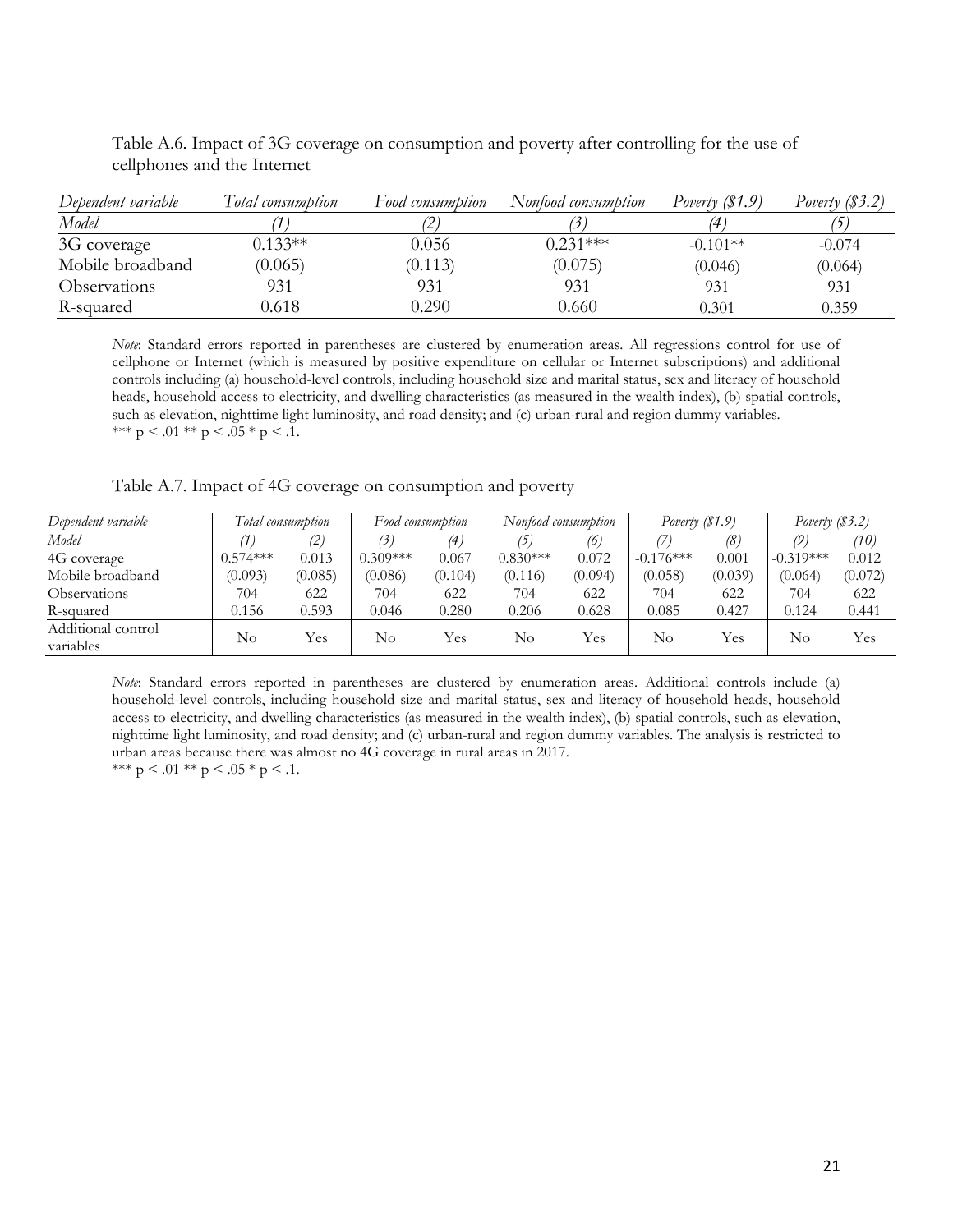Table A.6. Impact of 3G coverage on consumption and poverty after controlling for the use of cellphones and the Internet

| *Dependent variable* | *Total consumption* | *Food consumption* | *Nonfood consumption* | *Poverty ($1.9)* | *Poverty ($3.2)* |
|---|---|---|---|---|---|
| *Model* | *(1)* | *(2)* | *(3)* | *(4)* | *(5)* |
| 3G coverage | 0.133** | 0.056 | 0.231*** | -0.101** | -0.074 |
| Mobile broadband | (0.065) | (0.113) | (0.075) | (0.046) | (0.064) |
| Observations | 931 | 931 | 931 | 931 | 931 |
| R-squared | 0.618 | 0.290 | 0.660 | 0.301 | 0.359 |

*Note*: Standard errors reported in parentheses are clustered by enumeration areas. All regressions control for use of cellphone or Internet (which is measured by positive expenditure on cellular or Internet subscriptions) and additional controls including (a) household-level controls, including household size and marital status, sex and literacy of household heads, household access to electricity, and dwelling characteristics (as measured in the wealth index), (b) spatial controls, such as elevation, nighttime light luminosity, and road density; and (c) urban-rural and region dummy variables.
*** p < .01 ** p < .05 * p < .1.

Table A.7. Impact of 4G coverage on consumption and poverty

| *Dependent variable* | *Total consumption* | | *Food consumption* | | *Nonfood consumption* | | *Poverty ($1.9)* | | *Poverty ($3.2)* | |
|---|---|---|---|---|---|---|---|---|---|---|
| *Model* | *(1)* | *(2)* | *(3)* | *(4)* | *(5)* | *(6)* | *(7)* | *(8)* | *(9)* | *(10)* |
| 4G coverage | 0.574*** | 0.013 | 0.309*** | 0.067 | 0.830*** | 0.072 | -0.176*** | 0.001 | -0.319*** | 0.012 |
| Mobile broadband | (0.093) | (0.085) | (0.086) | (0.104) | (0.116) | (0.094) | (0.058) | (0.039) | (0.064) | (0.072) |
| Observations | 704 | 622 | 704 | 622 | 704 | 622 | 704 | 622 | 704 | 622 |
| R-squared | 0.156 | 0.593 | 0.046 | 0.280 | 0.206 | 0.628 | 0.085 | 0.427 | 0.124 | 0.441 |
| Additional control variables | No | Yes | No | Yes | No | Yes | No | Yes | No | Yes |

*Note*: Standard errors reported in parentheses are clustered by enumeration areas. Additional controls include (a) household-level controls, including household size and marital status, sex and literacy of household heads, household access to electricity, and dwelling characteristics (as measured in the wealth index), (b) spatial controls, such as elevation, nighttime light luminosity, and road density; and (c) urban-rural and region dummy variables. The analysis is restricted to urban areas because there was almost no 4G coverage in rural areas in 2017.
*** p < .01 ** p < .05 * p < .1.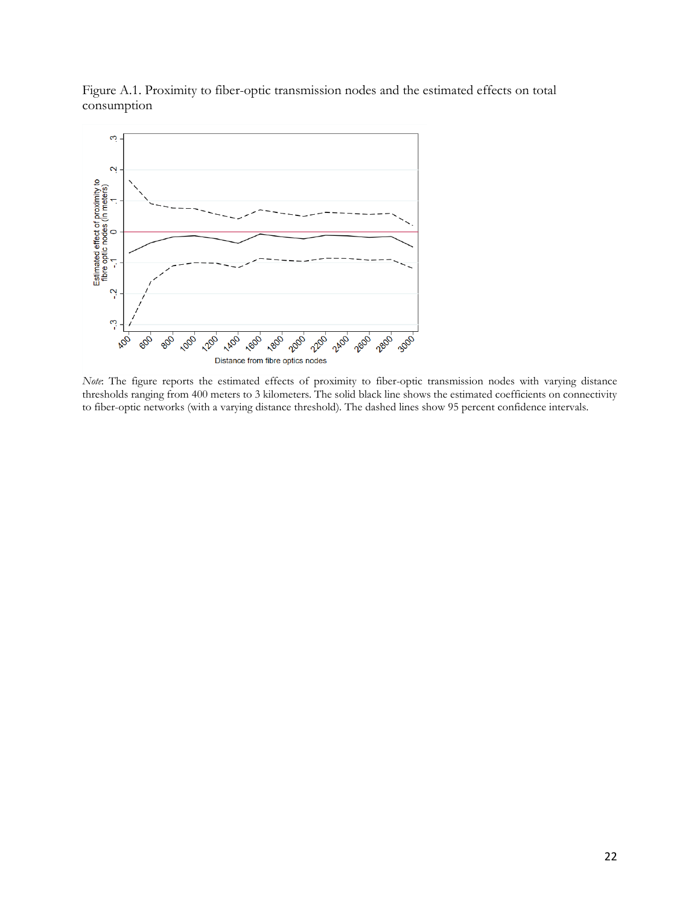Figure A.1. Proximity to fiber-optic transmission nodes and the estimated effects on total consumption

Estimated effect of proximity to fibre optic nodes (in meters)

.3
.2
.1
0
-.1
-.2
-.3

400 600 800 1000 1200 1400 1600 1800 2000 2200 2400 2600 2800 3000

Distance from fibre optics nodes

*Note*: The figure reports the estimated effects of proximity to fiber-optic transmission nodes with varying distance thresholds ranging from 400 meters to 3 kilometers. The solid black line shows the estimated coefficients on connectivity to fiber-optic networks (with a varying distance threshold). The dashed lines show 95 percent confidence intervals.